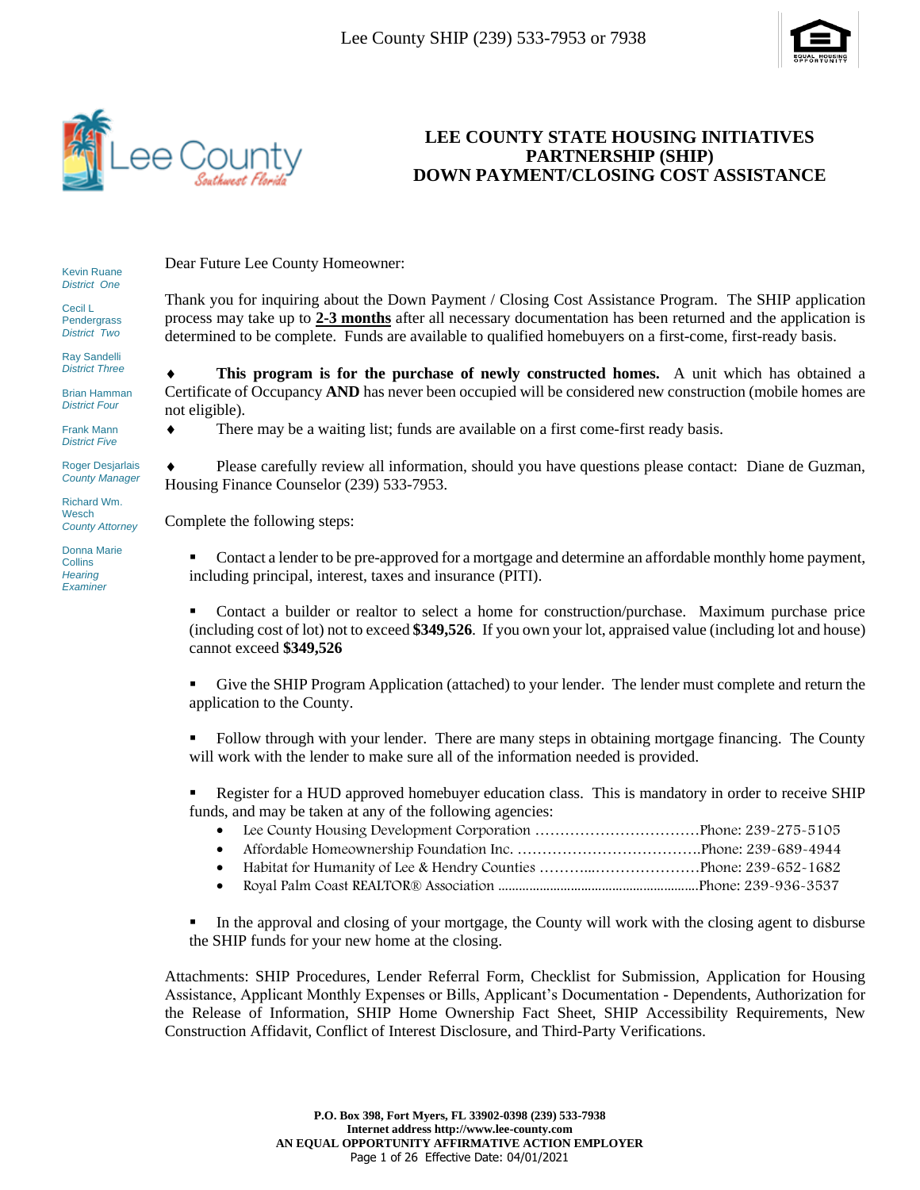Lee County SHIP (239) 533-7953 or 7938

# LEE COUNTY STATE HOUSING INITIATIVES PARTNERSHIP (SHIP) DOWN PAYMENT/CLOSING COST ASSISTANCE

Kevin Ruane
*District One*

Cecil L Pendergrass
*District Two*

Ray Sandelli
*District Three*

Brian Hamman
*District Four*

Frank Mann
*District Five*

Roger Desjarlais
*County Manager*

Richard Wm. Wesch
*County Attorney*

Donna Marie Collins
*Hearing Examiner*

Dear Future Lee County Homeowner:

Thank you for inquiring about the Down Payment / Closing Cost Assistance Program. The SHIP application process may take up to **2-3 months** after all necessary documentation has been returned and the application is determined to be complete. Funds are available to qualified homebuyers on a first-come, first-ready basis.

- **This program is for the purchase of newly constructed homes.** A unit which has obtained a Certificate of Occupancy **AND** has never been occupied will be considered new construction (mobile homes are not eligible).
- There may be a waiting list; funds are available on a first come-first ready basis.
- Please carefully review all information, should you have questions please contact: Diane de Guzman, Housing Finance Counselor (239) 533-7953.

Complete the following steps:

- Contact a lender to be pre-approved for a mortgage and determine an affordable monthly home payment, including principal, interest, taxes and insurance (PITI).
- Contact a builder or realtor to select a home for construction/purchase. Maximum purchase price (including cost of lot) not to exceed **$349,526**. If you own your lot, appraised value (including lot and house) cannot exceed **$349,526**
- Give the SHIP Program Application (attached) to your lender. The lender must complete and return the application to the County.
- Follow through with your lender. There are many steps in obtaining mortgage financing. The County will work with the lender to make sure all of the information needed is provided.
- Register for a HUD approved homebuyer education class. This is mandatory in order to receive SHIP funds, and may be taken at any of the following agencies:
  - Lee County Housing Development Corporation ................................Phone: 239-275-5105
  - Affordable Homeownership Foundation Inc. ....................................Phone: 239-689-4944
  - Habitat for Humanity of Lee & Hendry Counties ...........................Phone: 239-652-1682
  - Royal Palm Coast REALTOR® Association ..........................................Phone: 239-936-3537
- In the approval and closing of your mortgage, the County will work with the closing agent to disburse the SHIP funds for your new home at the closing.

Attachments: SHIP Procedures, Lender Referral Form, Checklist for Submission, Application for Housing Assistance, Applicant Monthly Expenses or Bills, Applicant's Documentation - Dependents, Authorization for the Release of Information, SHIP Home Ownership Fact Sheet, SHIP Accessibility Requirements, New Construction Affidavit, Conflict of Interest Disclosure, and Third-Party Verifications.

**P.O. Box 398, Fort Myers, FL 33902-0398 (239) 533-7938**
**Internet address http://www.lee-county.com**
**AN EQUAL OPPORTUNITY AFFIRMATIVE ACTION EMPLOYER**
Effective Date: 04/01/2021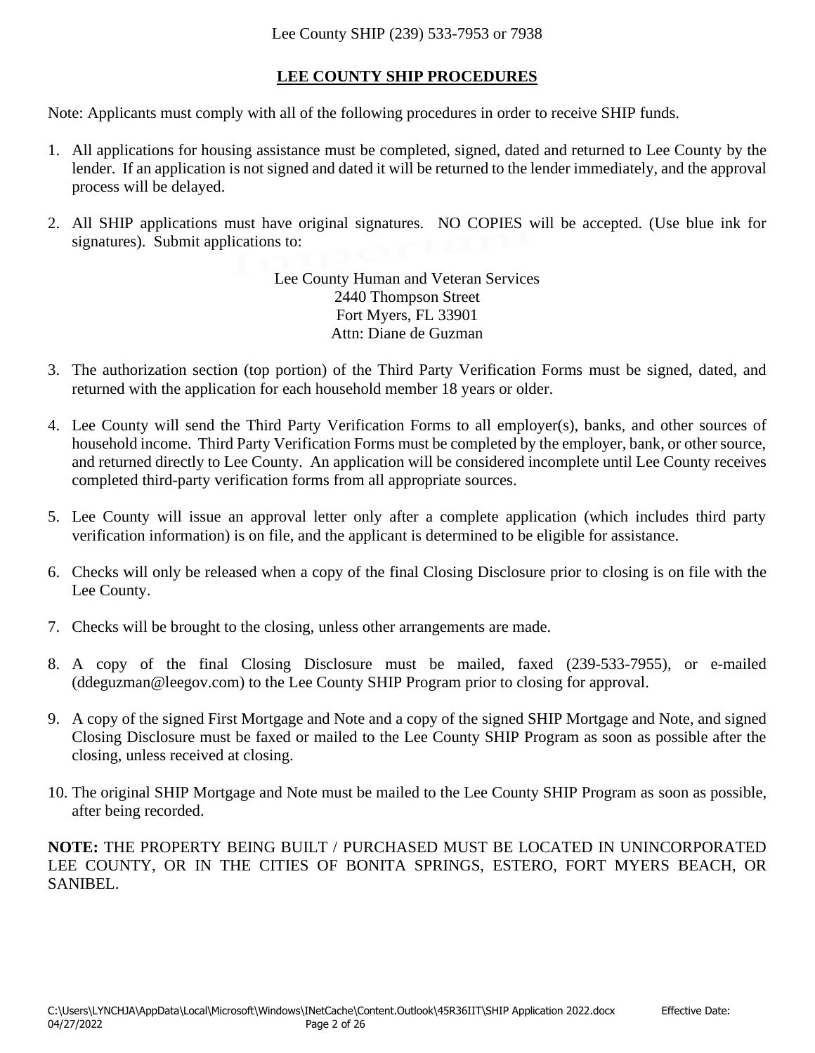Lee County SHIP (239) 533-7953 or 7938

## LEE COUNTY SHIP PROCEDURES

Note: Applicants must comply with all of the following procedures in order to receive SHIP funds.

1. All applications for housing assistance must be completed, signed, dated and returned to Lee County by the lender. If an application is not signed and dated it will be returned to the lender immediately, and the approval process will be delayed.

2. All SHIP applications must have original signatures. NO COPIES will be accepted. (Use blue ink for signatures). Submit applications to:

   Lee County Human and Veteran Services
   2440 Thompson Street
   Fort Myers, FL 33901
   Attn: Diane de Guzman

3. The authorization section (top portion) of the Third Party Verification Forms must be signed, dated, and returned with the application for each household member 18 years or older.

4. Lee County will send the Third Party Verification Forms to all employer(s), banks, and other sources of household income. Third Party Verification Forms must be completed by the employer, bank, or other source, and returned directly to Lee County. An application will be considered incomplete until Lee County receives completed third-party verification forms from all appropriate sources.

5. Lee County will issue an approval letter only after a complete application (which includes third party verification information) is on file, and the applicant is determined to be eligible for assistance.

6. Checks will only be released when a copy of the final Closing Disclosure prior to closing is on file with the Lee County.

7. Checks will be brought to the closing, unless other arrangements are made.

8. A copy of the final Closing Disclosure must be mailed, faxed (239-533-7955), or e-mailed (ddeguzman@leegov.com) to the Lee County SHIP Program prior to closing for approval.

9. A copy of the signed First Mortgage and Note and a copy of the signed SHIP Mortgage and Note, and signed Closing Disclosure must be faxed or mailed to the Lee County SHIP Program as soon as possible after the closing, unless received at closing.

10. The original SHIP Mortgage and Note must be mailed to the Lee County SHIP Program as soon as possible, after being recorded.

**NOTE:** THE PROPERTY BEING BUILT / PURCHASED MUST BE LOCATED IN UNINCORPORATED LEE COUNTY, OR IN THE CITIES OF BONITA SPRINGS, ESTERO, FORT MYERS BEACH, OR SANIBEL.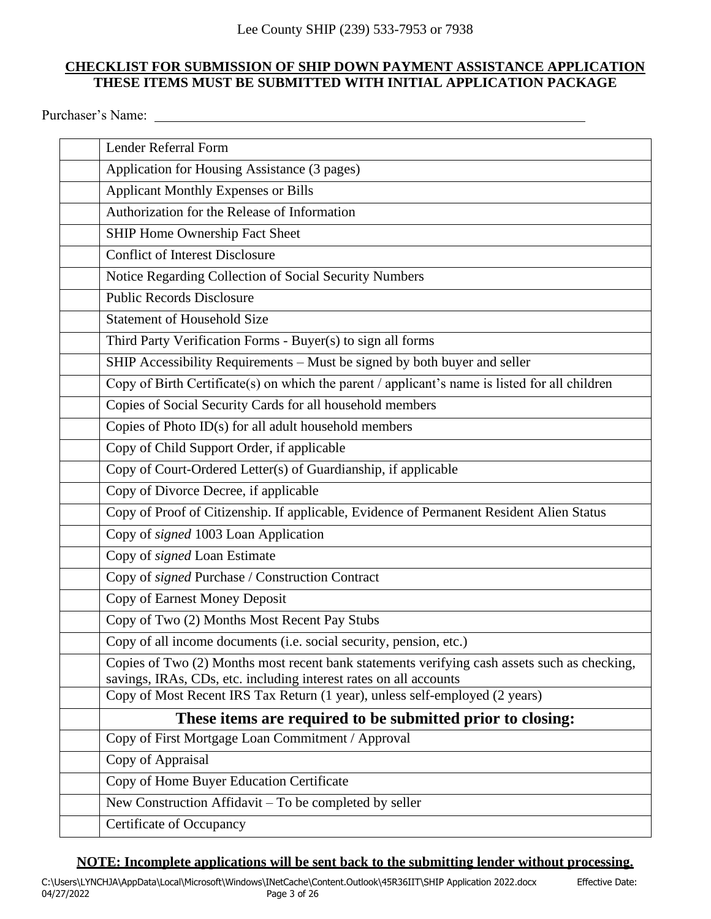Lee County SHIP (239) 533-7953 or 7938

**CHECKLIST FOR SUBMISSION OF SHIP DOWN PAYMENT ASSISTANCE APPLICATION**
**THESE ITEMS MUST BE SUBMITTED WITH INITIAL APPLICATION PACKAGE**

Purchaser's Name: ______________________________________________

| | |
|---|---|
| | Lender Referral Form |
| | Application for Housing Assistance (3 pages) |
| | Applicant Monthly Expenses or Bills |
| | Authorization for the Release of Information |
| | SHIP Home Ownership Fact Sheet |
| | Conflict of Interest Disclosure |
| | Notice Regarding Collection of Social Security Numbers |
| | Public Records Disclosure |
| | Statement of Household Size |
| | Third Party Verification Forms - Buyer(s) to sign all forms |
| | SHIP Accessibility Requirements – Must be signed by both buyer and seller |
| | Copy of Birth Certificate(s) on which the parent / applicant's name is listed for all children |
| | Copies of Social Security Cards for all household members |
| | Copies of Photo ID(s) for all adult household members |
| | Copy of Child Support Order, if applicable |
| | Copy of Court-Ordered Letter(s) of Guardianship, if applicable |
| | Copy of Divorce Decree, if applicable |
| | Copy of Proof of Citizenship. If applicable, Evidence of Permanent Resident Alien Status |
| | Copy of *signed* 1003 Loan Application |
| | Copy of *signed* Loan Estimate |
| | Copy of *signed* Purchase / Construction Contract |
| | Copy of Earnest Money Deposit |
| | Copy of Two (2) Months Most Recent Pay Stubs |
| | Copy of all income documents (i.e. social security, pension, etc.) |
| | Copies of Two (2) Months most recent bank statements verifying cash assets such as checking, savings, IRAs, CDs, etc. including interest rates on all accounts |
| | Copy of Most Recent IRS Tax Return (1 year), unless self-employed (2 years) |
| | **These items are required to be submitted prior to closing:** |
| | Copy of First Mortgage Loan Commitment / Approval |
| | Copy of Appraisal |
| | Copy of Home Buyer Education Certificate |
| | New Construction Affidavit – To be completed by seller |
| | Certificate of Occupancy |

**NOTE: Incomplete applications will be sent back to the submitting lender without processing.**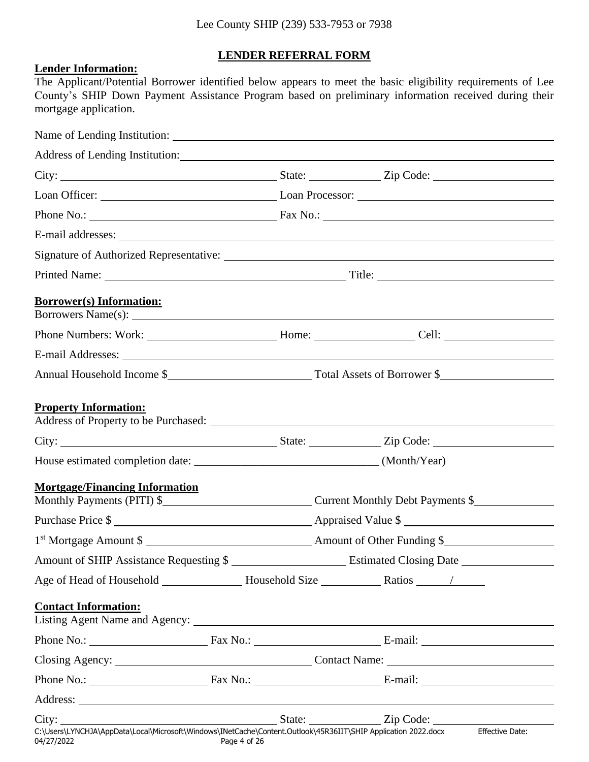Lee County SHIP (239) 533-7953 or 7938

# LENDER REFERRAL FORM

**Lender Information:**

The Applicant/Potential Borrower identified below appears to meet the basic eligibility requirements of Lee County's SHIP Down Payment Assistance Program based on preliminary information received during their mortgage application.

Name of Lending Institution: ______________________________

Address of Lending Institution: ______________________________

City: ____________________ State: __________ Zip Code: __________

Loan Officer: ____________________ Loan Processor: ____________________

Phone No.: ____________________ Fax No.: ____________________

E-mail addresses: ______________________________

Signature of Authorized Representative: ______________________________

Printed Name: ____________________ Title: ____________________

**Borrower(s) Information:**

Borrowers Name(s): ______________________________

Phone Numbers: Work: __________ Home: __________ Cell: __________

E-mail Addresses: ______________________________

Annual Household Income $__________ Total Assets of Borrower $__________

**Property Information:**

Address of Property to be Purchased: ______________________________

City: ____________________ State: __________ Zip Code: __________

House estimated completion date: ______________________________ (Month/Year)

**Mortgage/Financing Information**

Monthly Payments (PITI) $__________ Current Monthly Debt Payments $__________

Purchase Price $ __________ Appraised Value $ __________

1st Mortgage Amount $ __________ Amount of Other Funding $__________

Amount of SHIP Assistance Requesting $ __________ Estimated Closing Date __________

Age of Head of Household __________ Household Size __________ Ratios _____/_____

**Contact Information:**

Listing Agent Name and Agency: ______________________________

Phone No.: __________ Fax No.: __________ E-mail: __________

Closing Agency: ____________________ Contact Name: ____________________

Phone No.: __________ Fax No.: __________ E-mail: __________

Address: ______________________________

City: ____________________ State: __________ Zip Code: __________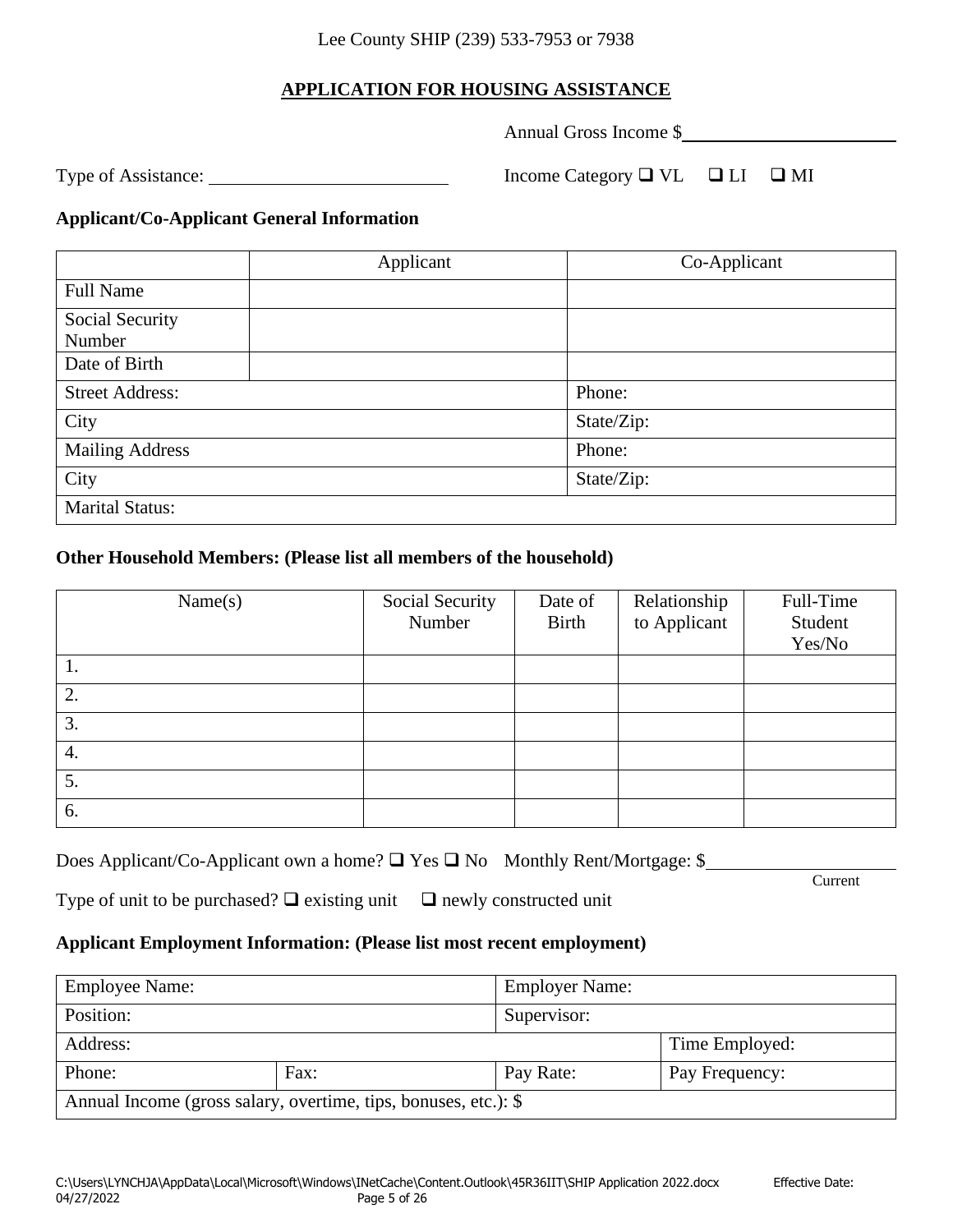Lee County SHIP (239) 533-7953 or 7938

## APPLICATION FOR HOUSING ASSISTANCE

Annual Gross Income $\_\_\_\_\_\_\_\_\_\_\_\_\_\_\_\_\_\_\_\_\_\_

Type of Assistance: \_\_\_\_\_\_\_\_\_\_\_\_\_\_\_\_\_\_\_\_\_\_\_\_ Income Category ❑ VL ❑ LI ❑ MI

### Applicant/Co-Applicant General Information

| | Applicant | Co-Applicant |
|---|---|---|
| Full Name | | |
| Social Security Number | | |
| Date of Birth | | |
| Street Address: | | Phone: |
| City | | State/Zip: |
| Mailing Address | | Phone: |
| City | | State/Zip: |
| Marital Status: | | |

### Other Household Members: (Please list all members of the household)

| Name(s) | Social Security Number | Date of Birth | Relationship to Applicant | Full-Time Student Yes/No |
|---|---|---|---|---|
| 1. | | | | |
| 2. | | | | |
| 3. | | | | |
| 4. | | | | |
| 5. | | | | |
| 6. | | | | |

Does Applicant/Co-Applicant own a home? ❑ Yes ❑ No Monthly Rent/Mortgage: $\_\_\_\_\_\_\_\_\_\_\_\_\_\_\_\_\_\_\_\_
Current

Type of unit to be purchased? ❑ existing unit ❑ newly constructed unit

### Applicant Employment Information: (Please list most recent employment)

| Employee Name: | | Employer Name: | |
|---|---|---|---|
| Position: | | Supervisor: | |
| Address: | | | Time Employed: |
| Phone: | Fax: | Pay Rate: | Pay Frequency: |
| Annual Income (gross salary, overtime, tips, bonuses, etc.): $ | | | |

C:\Users\LYNCHJA\AppData\Local\Microsoft\Windows\INetCache\Content.Outlook\45R36IIT\SHIP Application 2022.docx Effective Date: 04/27/2022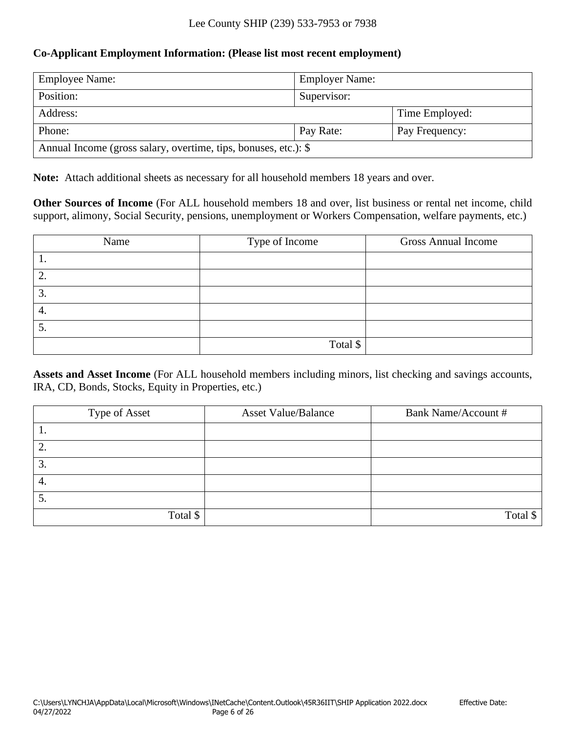**Co-Applicant Employment Information: (Please list most recent employment)**

| Employee Name: | | Employer Name: | |
|---|---|---|---|
| Position: | | Supervisor: | |
| Address: | | | Time Employed: |
| Phone: | | Pay Rate: | Pay Frequency: |
| Annual Income (gross salary, overtime, tips, bonuses, etc.): $ | | | |

**Note:** Attach additional sheets as necessary for all household members 18 years and over.

**Other Sources of Income** (For ALL household members 18 and over, list business or rental net income, child support, alimony, Social Security, pensions, unemployment or Workers Compensation, welfare payments, etc.)

| Name | Type of Income | Gross Annual Income |
|---|---|---|
| 1. | | |
| 2. | | |
| 3. | | |
| 4. | | |
| 5. | | |
| | Total $ | |

**Assets and Asset Income** (For ALL household members including minors, list checking and savings accounts, IRA, CD, Bonds, Stocks, Equity in Properties, etc.)

| Type of Asset | Asset Value/Balance | Bank Name/Account # |
|---|---|---|
| 1. | | |
| 2. | | |
| 3. | | |
| 4. | | |
| 5. | | |
| Total $ | | Total $ |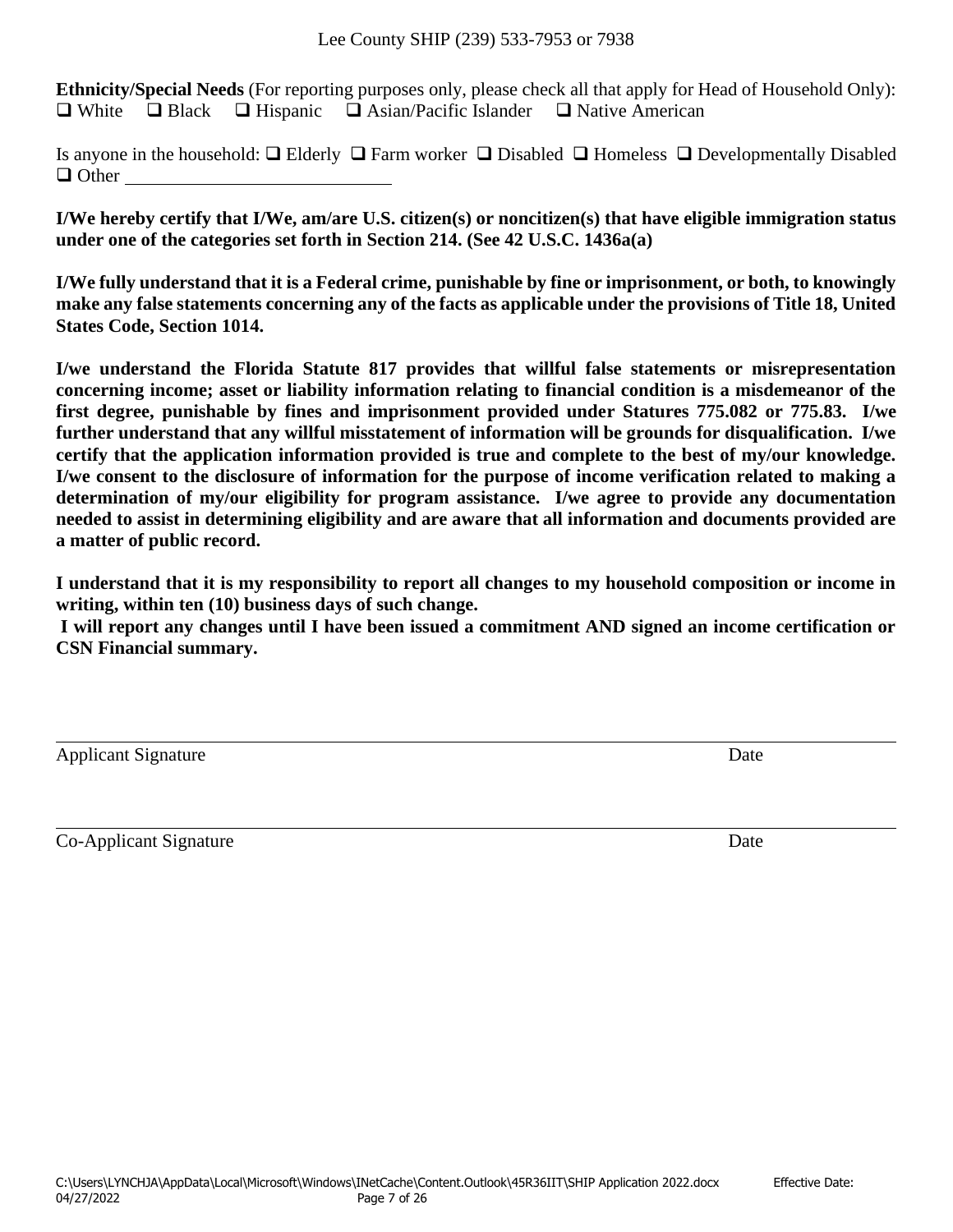**Ethnicity/Special Needs** (For reporting purposes only, please check all that apply for Head of Household Only):
❑ White ❑ Black ❑ Hispanic ❑ Asian/Pacific Islander ❑ Native American

Is anyone in the household: ❑ Elderly ❑ Farm worker ❑ Disabled ❑ Homeless ❑ Developmentally Disabled
❑ Other ____________________________

**I/We hereby certify that I/We, am/are U.S. citizen(s) or noncitizen(s) that have eligible immigration status under one of the categories set forth in Section 214. (See 42 U.S.C. 1436a(a)**

**I/We fully understand that it is a Federal crime, punishable by fine or imprisonment, or both, to knowingly make any false statements concerning any of the facts as applicable under the provisions of Title 18, United States Code, Section 1014.**

**I/we understand the Florida Statute 817 provides that willful false statements or misrepresentation concerning income; asset or liability information relating to financial condition is a misdemeanor of the first degree, punishable by fines and imprisonment provided under Statures 775.082 or 775.83. I/we further understand that any willful misstatement of information will be grounds for disqualification. I/we certify that the application information provided is true and complete to the best of my/our knowledge. I/we consent to the disclosure of information for the purpose of income verification related to making a determination of my/our eligibility for program assistance. I/we agree to provide any documentation needed to assist in determining eligibility and are aware that all information and documents provided are a matter of public record.**

**I understand that it is my responsibility to report all changes to my household composition or income in writing, within ten (10) business days of such change.**
**I will report any changes until I have been issued a commitment AND signed an income certification or CSN Financial summary.**

______________________________________________________________________________
Applicant Signature Date

______________________________________________________________________________
Co-Applicant Signature Date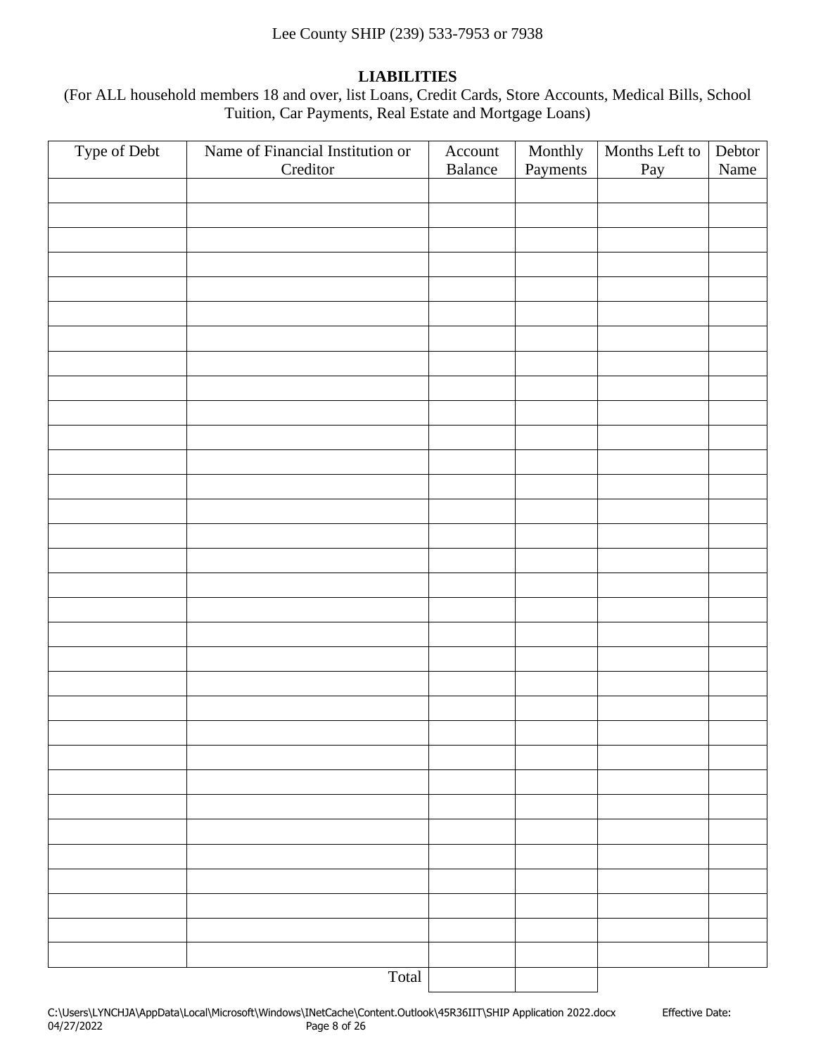## LIABILITIES

(For ALL household members 18 and over, list Loans, Credit Cards, Store Accounts, Medical Bills, School Tuition, Car Payments, Real Estate and Mortgage Loans)

| Type of Debt | Name of Financial Institution or Creditor | Account Balance | Monthly Payments | Months Left to Pay | Debtor Name |
|---|---|---|---|---|---|
| | | | | | |
| | | | | | |
| | | | | | |
| | | | | | |
| | | | | | |
| | | | | | |
| | | | | | |
| | | | | | |
| | | | | | |
| | | | | | |
| | | | | | |
| | | | | | |
| | | | | | |
| | | | | | |
| | | | | | |
| | | | | | |
| | | | | | |
| | | | | | |
| | | | | | |
| | | | | | |
| | | | | | |
| | | | | | |
| | | | | | |
| | | | | | |
| | | | | | |
| | | | | | |
| | | | | | |
| | | | | | |
| | | | | | |
| | | | | | |
| | | | | | |
| | | | | | |
| | Total | | | | |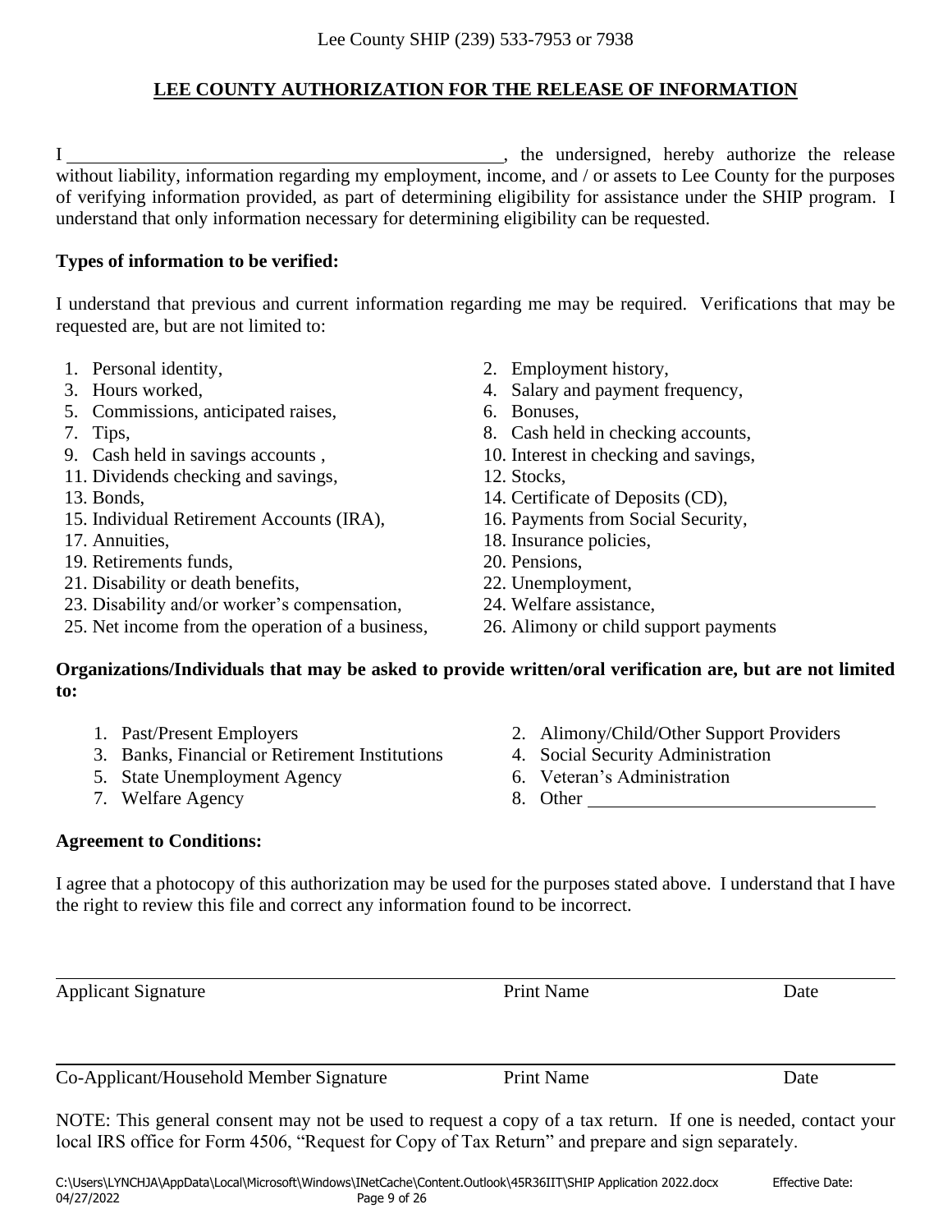Lee County SHIP (239) 533-7953 or 7938

## LEE COUNTY AUTHORIZATION FOR THE RELEASE OF INFORMATION

I ________________________________________, the undersigned, hereby authorize the release without liability, information regarding my employment, income, and / or assets to Lee County for the purposes of verifying information provided, as part of determining eligibility for assistance under the SHIP program. I understand that only information necessary for determining eligibility can be requested.

**Types of information to be verified:**

I understand that previous and current information regarding me may be required. Verifications that may be requested are, but are not limited to:

1. Personal identity,
2. Employment history,
3. Hours worked,
4. Salary and payment frequency,
5. Commissions, anticipated raises,
6. Bonuses,
7. Tips,
8. Cash held in checking accounts,
9. Cash held in savings accounts ,
10. Interest in checking and savings,
11. Dividends checking and savings,
12. Stocks,
13. Bonds,
14. Certificate of Deposits (CD),
15. Individual Retirement Accounts (IRA),
16. Payments from Social Security,
17. Annuities,
18. Insurance policies,
19. Retirements funds,
20. Pensions,
21. Disability or death benefits,
22. Unemployment,
23. Disability and/or worker's compensation,
24. Welfare assistance,
25. Net income from the operation of a business,
26. Alimony or child support payments

**Organizations/Individuals that may be asked to provide written/oral verification are, but are not limited to:**

1. Past/Present Employers
2. Alimony/Child/Other Support Providers
3. Banks, Financial or Retirement Institutions
4. Social Security Administration
5. State Unemployment Agency
6. Veteran's Administration
7. Welfare Agency
8. Other ______________________________

**Agreement to Conditions:**

I agree that a photocopy of this authorization may be used for the purposes stated above. I understand that I have the right to review this file and correct any information found to be incorrect.

______________________________________________________________________

Applicant Signature Print Name Date

______________________________________________________________________

Co-Applicant/Household Member Signature Print Name Date

NOTE: This general consent may not be used to request a copy of a tax return. If one is needed, contact your local IRS office for Form 4506, "Request for Copy of Tax Return" and prepare and sign separately.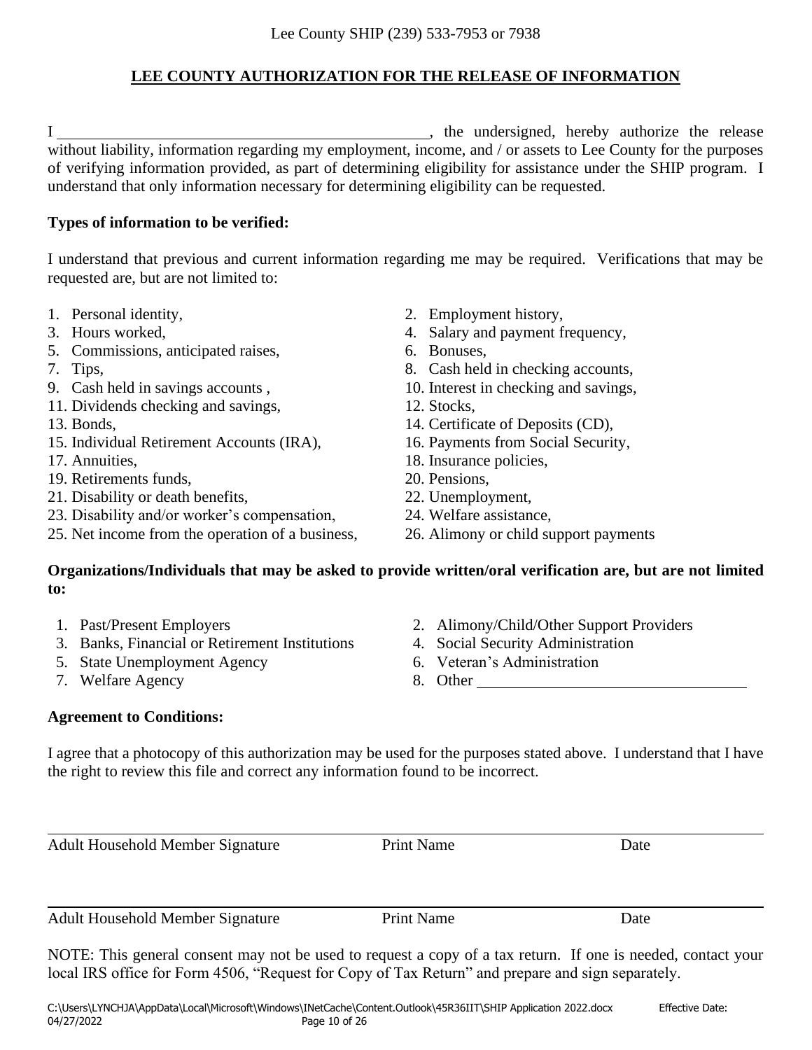Lee County SHIP (239) 533-7953 or 7938

# LEE COUNTY AUTHORIZATION FOR THE RELEASE OF INFORMATION

I ________________________________________________, the undersigned, hereby authorize the release without liability, information regarding my employment, income, and / or assets to Lee County for the purposes of verifying information provided, as part of determining eligibility for assistance under the SHIP program. I understand that only information necessary for determining eligibility can be requested.

**Types of information to be verified:**

I understand that previous and current information regarding me may be required. Verifications that may be requested are, but are not limited to:

1. Personal identity,
2. Employment history,
3. Hours worked,
4. Salary and payment frequency,
5. Commissions, anticipated raises,
6. Bonuses,
7. Tips,
8. Cash held in checking accounts,
9. Cash held in savings accounts ,
10. Interest in checking and savings,
11. Dividends checking and savings,
12. Stocks,
13. Bonds,
14. Certificate of Deposits (CD),
15. Individual Retirement Accounts (IRA),
16. Payments from Social Security,
17. Annuities,
18. Insurance policies,
19. Retirements funds,
20. Pensions,
21. Disability or death benefits,
22. Unemployment,
23. Disability and/or worker's compensation,
24. Welfare assistance,
25. Net income from the operation of a business,
26. Alimony or child support payments

**Organizations/Individuals that may be asked to provide written/oral verification are, but are not limited to:**

1. Past/Present Employers
2. Alimony/Child/Other Support Providers
3. Banks, Financial or Retirement Institutions
4. Social Security Administration
5. State Unemployment Agency
6. Veteran's Administration
7. Welfare Agency
8. Other ___________________________________

**Agreement to Conditions:**

I agree that a photocopy of this authorization may be used for the purposes stated above. I understand that I have the right to review this file and correct any information found to be incorrect.

_______________________________________________________________________________

Adult Household Member Signature    Print Name    Date

_______________________________________________________________________________

Adult Household Member Signature    Print Name    Date

NOTE: This general consent may not be used to request a copy of a tax return. If one is needed, contact your local IRS office for Form 4506, "Request for Copy of Tax Return" and prepare and sign separately.

C:\Users\LYNCHJA\AppData\Local\Microsoft\Windows\INetCache\Content.Outlook\45R36IIT\SHIP Application 2022.docx Effective Date: 04/27/2022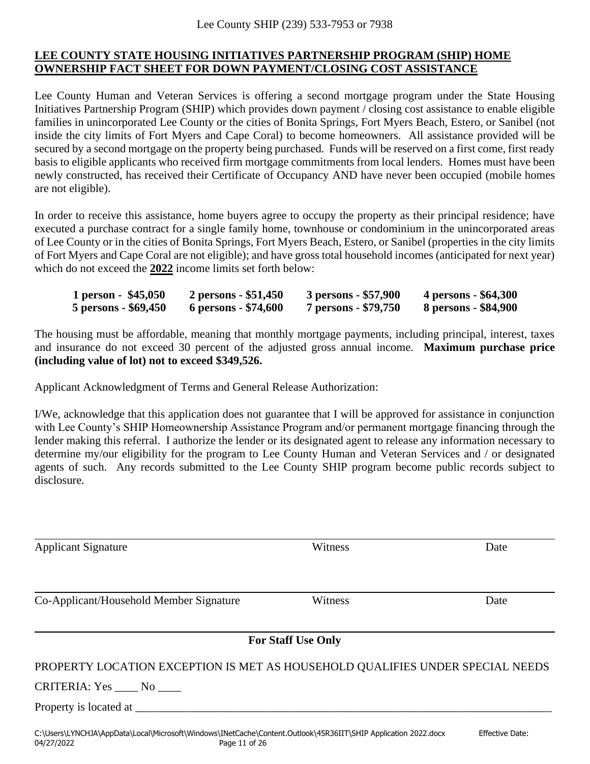Lee County SHIP (239) 533-7953 or 7938

## LEE COUNTY STATE HOUSING INITIATIVES PARTNERSHIP PROGRAM (SHIP) HOME OWNERSHIP FACT SHEET FOR DOWN PAYMENT/CLOSING COST ASSISTANCE

Lee County Human and Veteran Services is offering a second mortgage program under the State Housing Initiatives Partnership Program (SHIP) which provides down payment / closing cost assistance to enable eligible families in unincorporated Lee County or the cities of Bonita Springs, Fort Myers Beach, Estero, or Sanibel (not inside the city limits of Fort Myers and Cape Coral) to become homeowners. All assistance provided will be secured by a second mortgage on the property being purchased. Funds will be reserved on a first come, first ready basis to eligible applicants who received firm mortgage commitments from local lenders. Homes must have been newly constructed, has received their Certificate of Occupancy AND have never been occupied (mobile homes are not eligible).

In order to receive this assistance, home buyers agree to occupy the property as their principal residence; have executed a purchase contract for a single family home, townhouse or condominium in the unincorporated areas of Lee County or in the cities of Bonita Springs, Fort Myers Beach, Estero, or Sanibel (properties in the city limits of Fort Myers and Cape Coral are not eligible); and have gross total household incomes (anticipated for next year) which do not exceed the **2022** income limits set forth below:

| | | | |
|---|---|---|---|
| **1 person - $45,050** | **2 persons - $51,450** | **3 persons - $57,900** | **4 persons - $64,300** |
| **5 persons - $69,450** | **6 persons - $74,600** | **7 persons - $79,750** | **8 persons - $84,900** |

The housing must be affordable, meaning that monthly mortgage payments, including principal, interest, taxes and insurance do not exceed 30 percent of the adjusted gross annual income. **Maximum purchase price (including value of lot) not to exceed $349,526.**

Applicant Acknowledgment of Terms and General Release Authorization:

I/We, acknowledge that this application does not guarantee that I will be approved for assistance in conjunction with Lee County's SHIP Homeownership Assistance Program and/or permanent mortgage financing through the lender making this referral. I authorize the lender or its designated agent to release any information necessary to determine my/our eligibility for the program to Lee County Human and Veteran Services and / or designated agents of such. Any records submitted to the Lee County SHIP program become public records subject to disclosure.

______________________________________________________________________

Applicant Signature                    Witness                    Date

______________________________________________________________________

Co-Applicant/Household Member Signature                    Witness                    Date

______________________________________________________________________

**For Staff Use Only**

PROPERTY LOCATION EXCEPTION IS MET AS HOUSEHOLD QUALIFIES UNDER SPECIAL NEEDS CRITERIA: Yes ____ No ____

Property is located at ______________________________________________________________

C:\Users\LYNCHJA\AppData\Local\Microsoft\Windows\INetCache\Content.Outlook\45R36IIT\SHIP Application 2022.docx Effective Date: 04/27/2022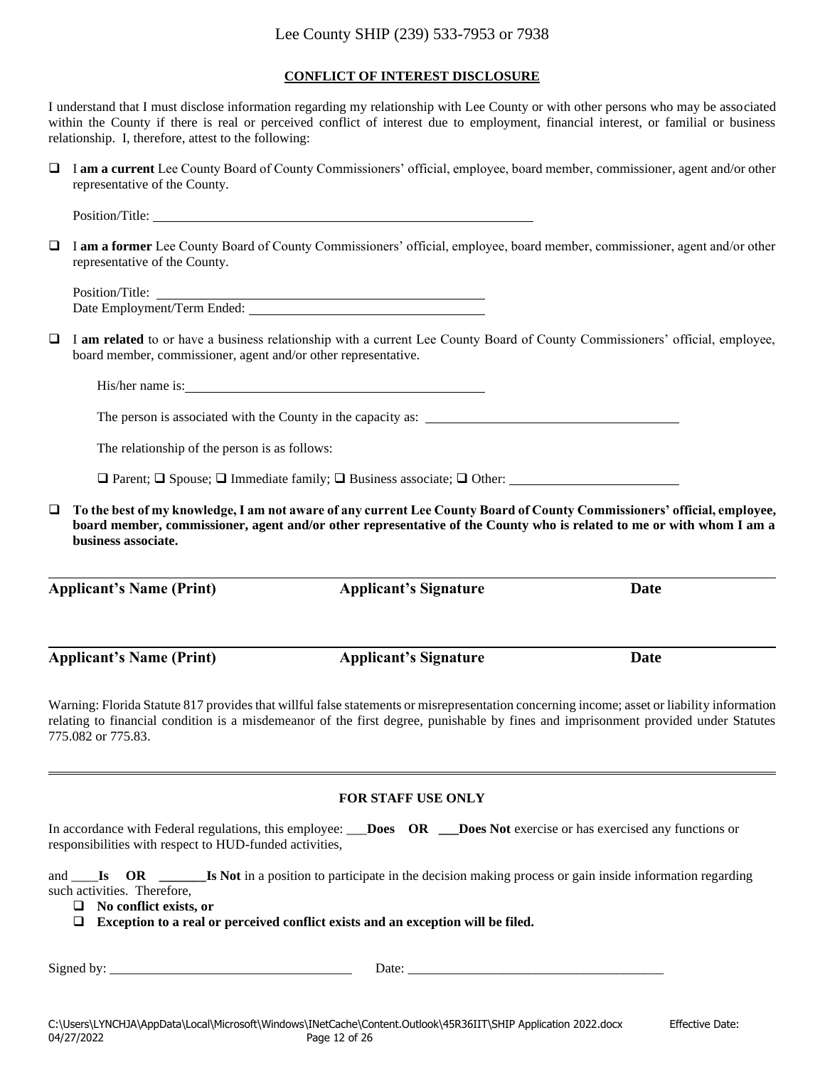Lee County SHIP (239) 533-7953 or 7938

## CONFLICT OF INTEREST DISCLOSURE

I understand that I must disclose information regarding my relationship with Lee County or with other persons who may be associated within the County if there is real or perceived conflict of interest due to employment, financial interest, or familial or business relationship. I, therefore, attest to the following:

❑ I **am a current** Lee County Board of County Commissioners' official, employee, board member, commissioner, agent and/or other representative of the County.

Position/Title: ____________________________________________

❑ I **am a former** Lee County Board of County Commissioners' official, employee, board member, commissioner, agent and/or other representative of the County.

Position/Title: ____________________________________
Date Employment/Term Ended: ____________________________

❑ I **am related** to or have a business relationship with a current Lee County Board of County Commissioners' official, employee, board member, commissioner, agent and/or other representative.

His/her name is: ____________________________________

The person is associated with the County in the capacity as: ______________________________

The relationship of the person is as follows:

❑ Parent; ❑ Spouse; ❑ Immediate family; ❑ Business associate; ❑ Other: ____________________

❑ **To the best of my knowledge, I am not aware of any current Lee County Board of County Commissioners' official, employee, board member, commissioner, agent and/or other representative of the County who is related to me or with whom I am a business associate.**

| **Applicant's Name (Print)** | **Applicant's Signature** | **Date** |
|---|---|---|

| **Applicant's Name (Print)** | **Applicant's Signature** | **Date** |
|---|---|---|

Warning: Florida Statute 817 provides that willful false statements or misrepresentation concerning income; asset or liability information relating to financial condition is a misdemeanor of the first degree, punishable by fines and imprisonment provided under Statutes 775.082 or 775.83.

---

### FOR STAFF USE ONLY

In accordance with Federal regulations, this employee: ___**Does OR** ___**Does Not** exercise or has exercised any functions or responsibilities with respect to HUD-funded activities,

and ____**Is OR** _______**Is Not** in a position to participate in the decision making process or gain inside information regarding such activities. Therefore,

- ❑ **No conflict exists, or**
- ❑ **Exception to a real or perceived conflict exists and an exception will be filed.**

Signed by: ___________________________________ Date: ______________________________________

C:\Users\LYNCHJA\AppData\Local\Microsoft\Windows\INetCache\Content.Outlook\45R36IIT\SHIP Application 2022.docx Effective Date: 04/27/2022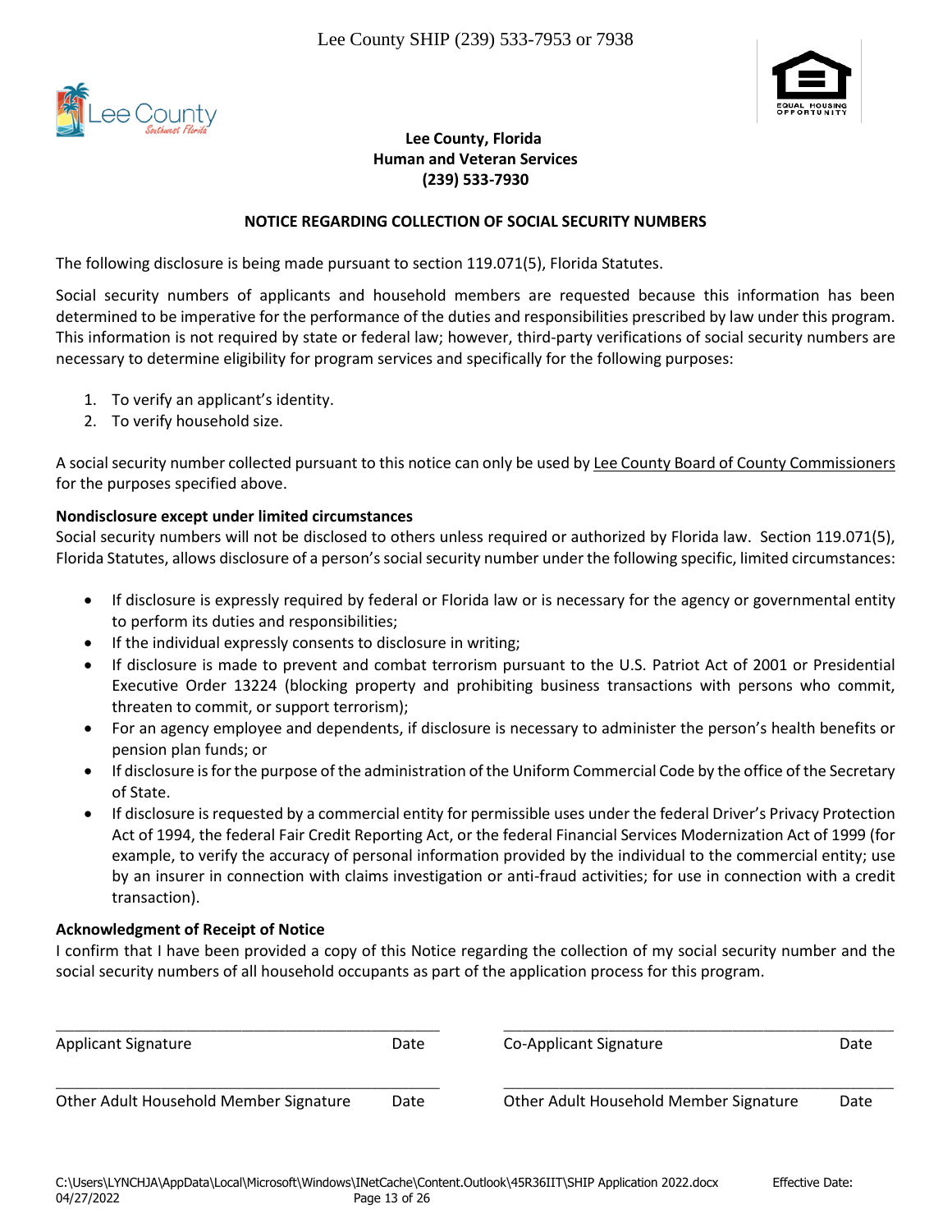Lee County SHIP (239) 533-7953 or 7938

**Lee County, Florida**
**Human and Veteran Services**
**(239) 533-7930**

**NOTICE REGARDING COLLECTION OF SOCIAL SECURITY NUMBERS**

The following disclosure is being made pursuant to section 119.071(5), Florida Statutes.

Social security numbers of applicants and household members are requested because this information has been determined to be imperative for the performance of the duties and responsibilities prescribed by law under this program. This information is not required by state or federal law; however, third-party verifications of social security numbers are necessary to determine eligibility for program services and specifically for the following purposes:

1. To verify an applicant's identity.
2. To verify household size.

A social security number collected pursuant to this notice can only be used by <u>Lee County Board of County Commissioners</u> for the purposes specified above.

**Nondisclosure except under limited circumstances**

Social security numbers will not be disclosed to others unless required or authorized by Florida law. Section 119.071(5), Florida Statutes, allows disclosure of a person's social security number under the following specific, limited circumstances:

- If disclosure is expressly required by federal or Florida law or is necessary for the agency or governmental entity to perform its duties and responsibilities;
- If the individual expressly consents to disclosure in writing;
- If disclosure is made to prevent and combat terrorism pursuant to the U.S. Patriot Act of 2001 or Presidential Executive Order 13224 (blocking property and prohibiting business transactions with persons who commit, threaten to commit, or support terrorism);
- For an agency employee and dependents, if disclosure is necessary to administer the person's health benefits or pension plan funds; or
- If disclosure is for the purpose of the administration of the Uniform Commercial Code by the office of the Secretary of State.
- If disclosure is requested by a commercial entity for permissible uses under the federal Driver's Privacy Protection Act of 1994, the federal Fair Credit Reporting Act, or the federal Financial Services Modernization Act of 1999 (for example, to verify the accuracy of personal information provided by the individual to the commercial entity; use by an insurer in connection with claims investigation or anti-fraud activities; for use in connection with a credit transaction).

**Acknowledgment of Receipt of Notice**

I confirm that I have been provided a copy of this Notice regarding the collection of my social security number and the social security numbers of all household occupants as part of the application process for this program.

| | | | |
|---|---|---|---|
| ______________________ | | ______________________ | |
| Applicant Signature | Date | Co-Applicant Signature | Date |
| ______________________ | | ______________________ | |
| Other Adult Household Member Signature | Date | Other Adult Household Member Signature | Date |

C:\Users\LYNCHJA\AppData\Local\Microsoft\Windows\INetCache\Content.Outlook\45R36IIT\SHIP Application 2022.docx Effective Date: 04/27/2022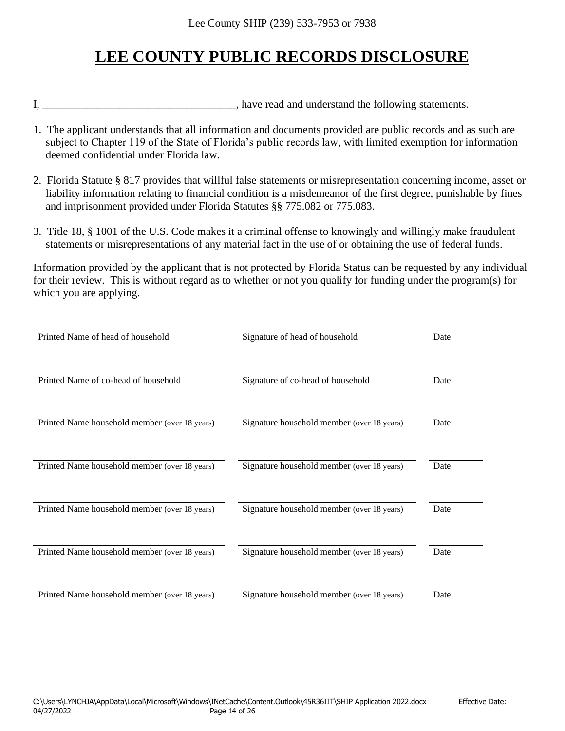Lee County SHIP (239) 533-7953 or 7938

# LEE COUNTY PUBLIC RECORDS DISCLOSURE

I, ___________________________________, have read and understand the following statements.

1. The applicant understands that all information and documents provided are public records and as such are subject to Chapter 119 of the State of Florida's public records law, with limited exemption for information deemed confidential under Florida law.

2. Florida Statute § 817 provides that willful false statements or misrepresentation concerning income, asset or liability information relating to financial condition is a misdemeanor of the first degree, punishable by fines and imprisonment provided under Florida Statutes §§ 775.082 or 775.083.

3. Title 18, § 1001 of the U.S. Code makes it a criminal offense to knowingly and willingly make fraudulent statements or misrepresentations of any material fact in the use of or obtaining the use of federal funds.

Information provided by the applicant that is not protected by Florida Status can be requested by any individual for their review. This is without regard as to whether or not you qualify for funding under the program(s) for which you are applying.

| | | |
|---|---|---|
| Printed Name of head of household | Signature of head of household | Date |
| Printed Name of co-head of household | Signature of co-head of household | Date |
| Printed Name household member (over 18 years) | Signature household member (over 18 years) | Date |
| Printed Name household member (over 18 years) | Signature household member (over 18 years) | Date |
| Printed Name household member (over 18 years) | Signature household member (over 18 years) | Date |
| Printed Name household member (over 18 years) | Signature household member (over 18 years) | Date |
| Printed Name household member (over 18 years) | Signature household member (over 18 years) | Date |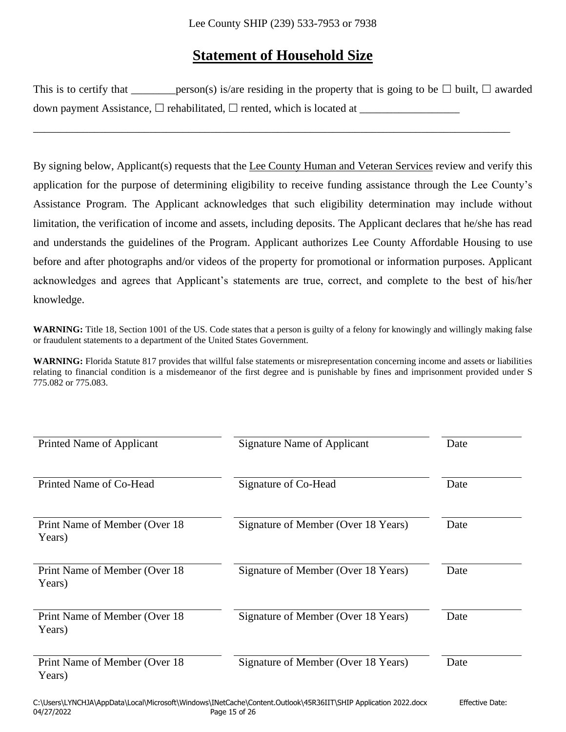Lee County SHIP (239) 533-7953 or 7938

# Statement of Household Size

This is to certify that ________person(s) is/are residing in the property that is going to be ☐ built, ☐ awarded down payment Assistance, ☐ rehabilitated, ☐ rented, which is located at __________________

_____________________________________________________________________________________

By signing below, Applicant(s) requests that the Lee County Human and Veteran Services review and verify this application for the purpose of determining eligibility to receive funding assistance through the Lee County's Assistance Program. The Applicant acknowledges that such eligibility determination may include without limitation, the verification of income and assets, including deposits. The Applicant declares that he/she has read and understands the guidelines of the Program. Applicant authorizes Lee County Affordable Housing to use before and after photographs and/or videos of the property for promotional or information purposes. Applicant acknowledges and agrees that Applicant's statements are true, correct, and complete to the best of his/her knowledge.

**WARNING:** Title 18, Section 1001 of the US. Code states that a person is guilty of a felony for knowingly and willingly making false or fraudulent statements to a department of the United States Government.

**WARNING:** Florida Statute 817 provides that willful false statements or misrepresentation concerning income and assets or liabilities relating to financial condition is a misdemeanor of the first degree and is punishable by fines and imprisonment provided under S 775.082 or 775.083.

| | | |
|---|---|---|
| Printed Name of Applicant | Signature Name of Applicant | Date |
| Printed Name of Co-Head | Signature of Co-Head | Date |
| Print Name of Member (Over 18 Years) | Signature of Member (Over 18 Years) | Date |
| Print Name of Member (Over 18 Years) | Signature of Member (Over 18 Years) | Date |
| Print Name of Member (Over 18 Years) | Signature of Member (Over 18 Years) | Date |
| Print Name of Member (Over 18 Years) | Signature of Member (Over 18 Years) | Date |

C:\Users\LYNCHJA\AppData\Local\Microsoft\Windows\INetCache\Content.Outlook\45R36IIT\SHIP Application 2022.docx Effective Date: 04/27/2022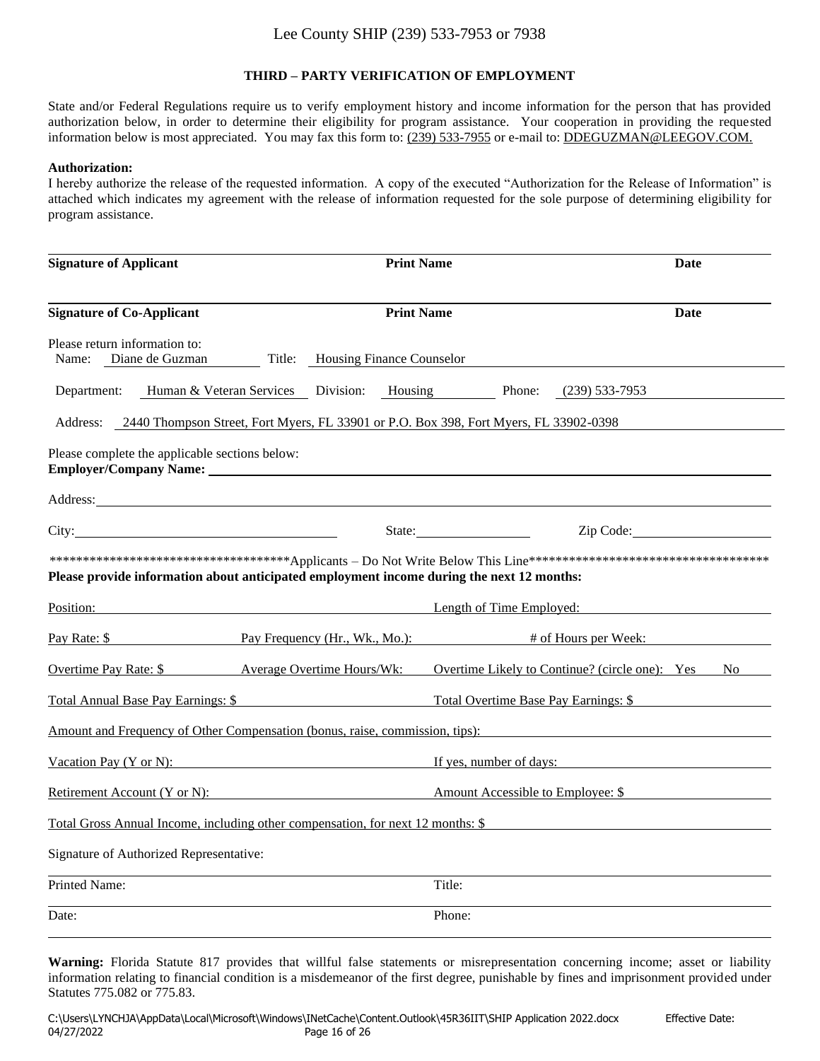Lee County SHIP (239) 533-7953 or 7938

## THIRD – PARTY VERIFICATION OF EMPLOYMENT

State and/or Federal Regulations require us to verify employment history and income information for the person that has provided authorization below, in order to determine their eligibility for program assistance. Your cooperation in providing the requested information below is most appreciated. You may fax this form to: (239) 533-7955 or e-mail to: DDEGUZMAN@LEEGOV.COM.

**Authorization:**
I hereby authorize the release of the requested information. A copy of the executed "Authorization for the Release of Information" is attached which indicates my agreement with the release of information requested for the sole purpose of determining eligibility for program assistance.

**Signature of Applicant** **Print Name** **Date**

**Signature of Co-Applicant** **Print Name** **Date**

Please return information to:
Name: Diane de Guzman Title: Housing Finance Counselor

Department: Human & Veteran Services Division: Housing Phone: (239) 533-7953

Address: 2440 Thompson Street, Fort Myers, FL 33901 or P.O. Box 398, Fort Myers, FL 33902-0398

Please complete the applicable sections below:
**Employer/Company Name:** ______

Address: ______

City: ______ State: ______ Zip Code: ______

************************************Applicants – Do Not Write Below This Line************************************

**Please provide information about anticipated employment income during the next 12 months:**

Position: ______ Length of Time Employed: ______

Pay Rate: $ ______ Pay Frequency (Hr., Wk., Mo.): ______ # of Hours per Week: ______

Overtime Pay Rate: $ ______ Average Overtime Hours/Wk: ______ Overtime Likely to Continue? (circle one): Yes No

Total Annual Base Pay Earnings: $ ______ Total Overtime Base Pay Earnings: $ ______

Amount and Frequency of Other Compensation (bonus, raise, commission, tips): ______

Vacation Pay (Y or N): ______ If yes, number of days: ______

Retirement Account (Y or N): ______ Amount Accessible to Employee: $ ______

Total Gross Annual Income, including other compensation, for next 12 months: $ ______

Signature of Authorized Representative: ______

Printed Name: ______ Title: ______

Date: ______ Phone: ______

**Warning:** Florida Statute 817 provides that willful false statements or misrepresentation concerning income; asset or liability information relating to financial condition is a misdemeanor of the first degree, punishable by fines and imprisonment provided under Statutes 775.082 or 775.83.

C:\Users\LYNCHJA\AppData\Local\Microsoft\Windows\INetCache\Content.Outlook\45R36IIT\SHIP Application 2022.docx Effective Date: 04/27/2022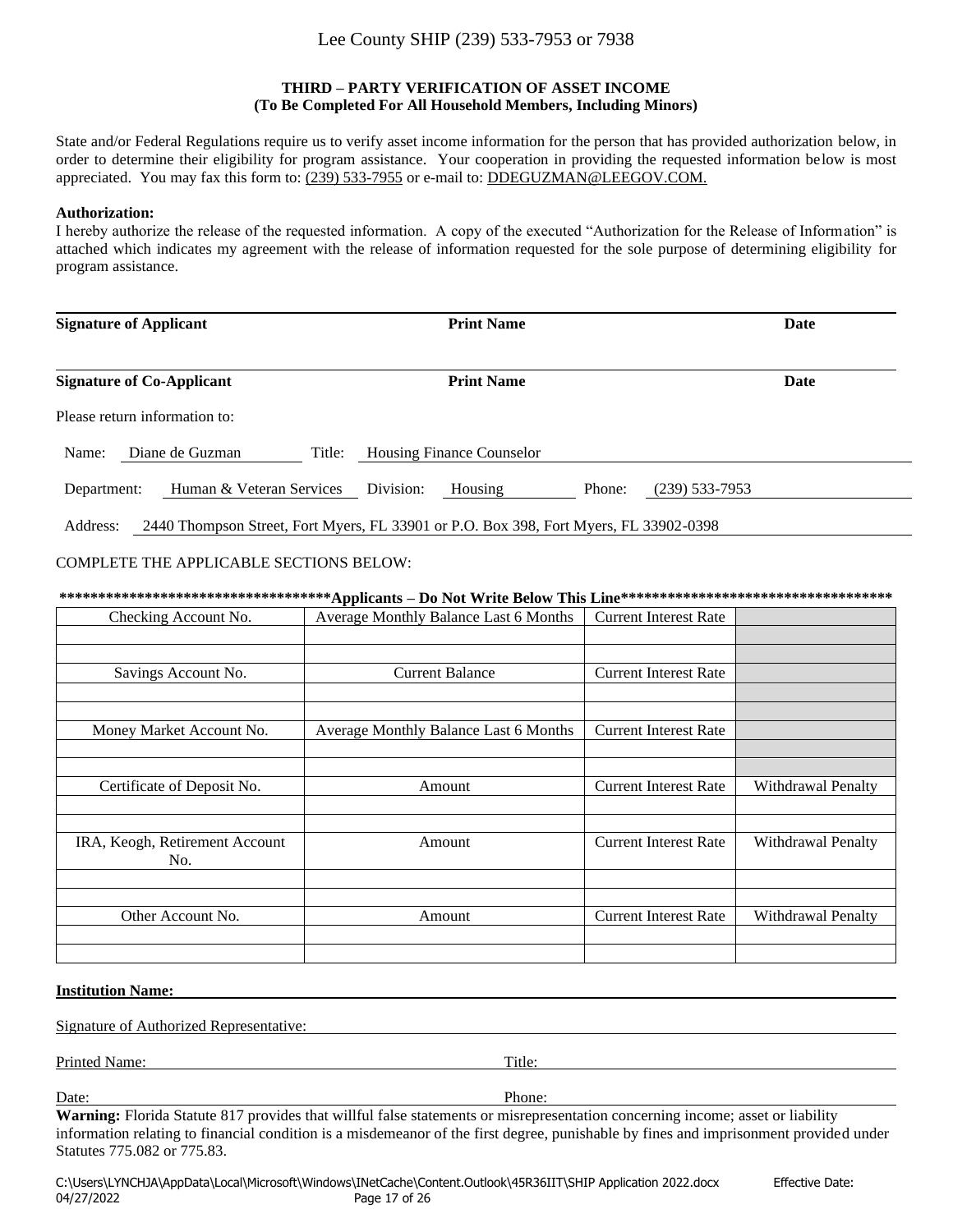Lee County SHIP (239) 533-7953 or 7938

**THIRD – PARTY VERIFICATION OF ASSET INCOME**
**(To Be Completed For All Household Members, Including Minors)**

State and/or Federal Regulations require us to verify asset income information for the person that has provided authorization below, in order to determine their eligibility for program assistance. Your cooperation in providing the requested information below is most appreciated. You may fax this form to: (239) 533-7955 or e-mail to: DDEGUZMAN@LEEGOV.COM.

**Authorization:**
I hereby authorize the release of the requested information. A copy of the executed "Authorization for the Release of Information" is attached which indicates my agreement with the release of information requested for the sole purpose of determining eligibility for program assistance.

**Signature of Applicant** _______________ **Print Name** _______________ **Date** _______________

**Signature of Co-Applicant** _______________ **Print Name** _______________ **Date** _______________

Please return information to:

Name: Diane de Guzman Title: Housing Finance Counselor

Department: Human & Veteran Services Division: Housing Phone: (239) 533-7953

Address: 2440 Thompson Street, Fort Myers, FL 33901 or P.O. Box 398, Fort Myers, FL 33902-0398

COMPLETE THE APPLICABLE SECTIONS BELOW:

**************************************Applicants – Do Not Write Below This Line**************************************

| Checking Account No. | Average Monthly Balance Last 6 Months | Current Interest Rate | |
|---|---|---|---|
| | | | |
| | | | |
| Savings Account No. | Current Balance | Current Interest Rate | |
| | | | |
| | | | |
| Money Market Account No. | Average Monthly Balance Last 6 Months | Current Interest Rate | |
| | | | |
| | | | |
| Certificate of Deposit No. | Amount | Current Interest Rate | Withdrawal Penalty |
| | | | |
| | | | |
| IRA, Keogh, Retirement Account No. | Amount | Current Interest Rate | Withdrawal Penalty |
| | | | |
| | | | |
| Other Account No. | Amount | Current Interest Rate | Withdrawal Penalty |
| | | | |
| | | | |

**Institution Name:** _______________

Signature of Authorized Representative: _______________

Printed Name: _______________ Title: _______________

Date: _______________ Phone: _______________

**Warning:** Florida Statute 817 provides that willful false statements or misrepresentation concerning income; asset or liability information relating to financial condition is a misdemeanor of the first degree, punishable by fines and imprisonment provided under Statutes 775.082 or 775.83.

C:\Users\LYNCHJA\AppData\Local\Microsoft\Windows\INetCache\Content.Outlook\45R36IIT\SHIP Application 2022.docx Effective Date: 04/27/2022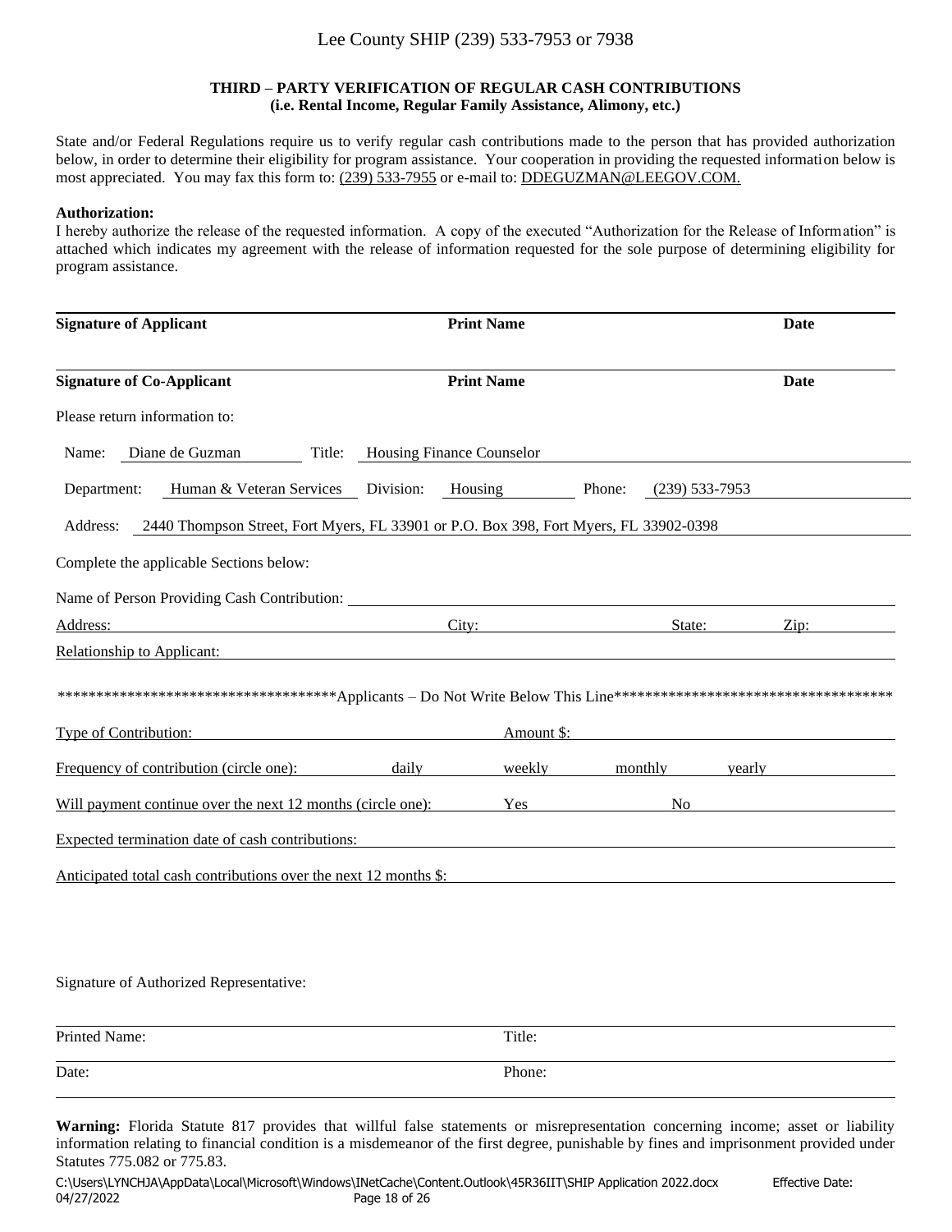Lee County SHIP (239) 533-7953 or 7938

**THIRD – PARTY VERIFICATION OF REGULAR CASH CONTRIBUTIONS**
**(i.e. Rental Income, Regular Family Assistance, Alimony, etc.)**

State and/or Federal Regulations require us to verify regular cash contributions made to the person that has provided authorization below, in order to determine their eligibility for program assistance. Your cooperation in providing the requested information below is most appreciated. You may fax this form to: (239) 533-7955 or e-mail to: DDEGUZMAN@LEEGOV.COM.

**Authorization:**
I hereby authorize the release of the requested information. A copy of the executed "Authorization for the Release of Information" is attached which indicates my agreement with the release of information requested for the sole purpose of determining eligibility for program assistance.

| **Signature of Applicant** | **Print Name** | **Date** |
|---|---|---|
| **Signature of Co-Applicant** | **Print Name** | **Date** |

Please return information to:

Name: Diane de Guzman Title: Housing Finance Counselor

Department: Human & Veteran Services Division: Housing Phone: (239) 533-7953

Address: 2440 Thompson Street, Fort Myers, FL 33901 or P.O. Box 398, Fort Myers, FL 33902-0398

Complete the applicable Sections below:

Name of Person Providing Cash Contribution: \_\_\_\_\_\_\_\_\_\_\_\_\_\_\_\_\_\_\_\_

Address: \_\_\_\_\_\_\_\_\_\_ City: \_\_\_\_\_\_\_\_\_\_ State: \_\_\_\_\_ Zip: \_\_\_\_\_

Relationship to Applicant: \_\_\_\_\_\_\_\_\_\_\_\_\_\_\_\_\_\_\_\_

************************************Applicants – Do Not Write Below This Line************************************

Type of Contribution: \_\_\_\_\_\_\_\_\_\_ Amount $: \_\_\_\_\_\_\_\_\_\_

Frequency of contribution (circle one): daily weekly monthly yearly

Will payment continue over the next 12 months (circle one): Yes No

Expected termination date of cash contributions: \_\_\_\_\_\_\_\_\_\_\_\_\_\_\_\_\_\_\_\_

Anticipated total cash contributions over the next 12 months $: \_\_\_\_\_\_\_\_\_\_\_\_\_\_\_\_\_\_\_\_

Signature of Authorized Representative:

| Printed Name: | Title: |
|---|---|
| Date: | Phone: |

**Warning:** Florida Statute 817 provides that willful false statements or misrepresentation concerning income; asset or liability information relating to financial condition is a misdemeanor of the first degree, punishable by fines and imprisonment provided under Statutes 775.082 or 775.83.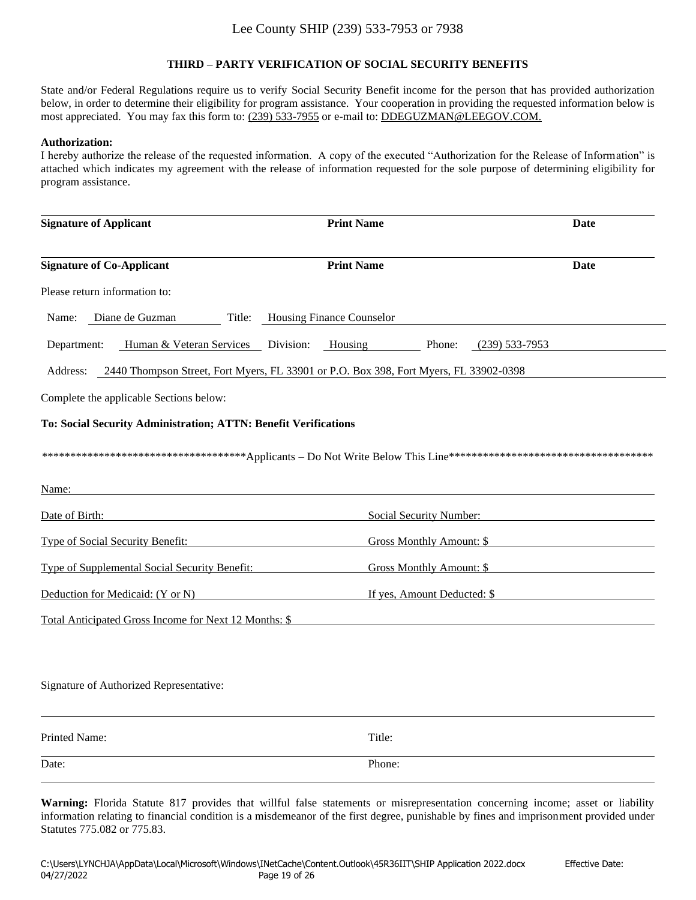Lee County SHIP (239) 533-7953 or 7938

## THIRD – PARTY VERIFICATION OF SOCIAL SECURITY BENEFITS

State and/or Federal Regulations require us to verify Social Security Benefit income for the person that has provided authorization below, in order to determine their eligibility for program assistance. Your cooperation in providing the requested information below is most appreciated. You may fax this form to: (239) 533-7955 or e-mail to: DDEGUZMAN@LEEGOV.COM.

**Authorization:**
I hereby authorize the release of the requested information. A copy of the executed "Authorization for the Release of Information" is attached which indicates my agreement with the release of information requested for the sole purpose of determining eligibility for program assistance.

______________________________________________________________________

**Signature of Applicant** | **Print Name** | **Date**

______________________________________________________________________

**Signature of Co-Applicant** | **Print Name** | **Date**

Please return information to:

Name: Diane de Guzman Title: Housing Finance Counselor

Department: Human & Veteran Services Division: Housing Phone: (239) 533-7953

Address: 2440 Thompson Street, Fort Myers, FL 33901 or P.O. Box 398, Fort Myers, FL 33902-0398

Complete the applicable Sections below:

**To: Social Security Administration; ATTN: Benefit Verifications**

\*\*\*\*\*\*\*\*\*\*\*\*\*\*\*\*\*\*\*\*\*\*\*\*\*\*\*\*\*\*\*\*\*\*\*\*Applicants – Do Not Write Below This Line\*\*\*\*\*\*\*\*\*\*\*\*\*\*\*\*\*\*\*\*\*\*\*\*\*\*\*\*\*\*\*\*\*\*\*\*\*

Name: ______________________________________________________________________

Date of Birth: ____________________________ Social Security Number: ____________________________

Type of Social Security Benefit: ____________________________ Gross Monthly Amount: $ ____________________________

Type of Supplemental Social Security Benefit: ____________________________ Gross Monthly Amount: $ ____________________________

Deduction for Medicaid: (Y or N) ____________________________ If yes, Amount Deducted: $ ____________________________

Total Anticipated Gross Income for Next 12 Months: $ ____________________________

Signature of Authorized Representative:

______________________________________________________________________

Printed Name: ____________________________ Title: ____________________________

Date: ____________________________ Phone: ____________________________

**Warning:** Florida Statute 817 provides that willful false statements or misrepresentation concerning income; asset or liability information relating to financial condition is a misdemeanor of the first degree, punishable by fines and imprisonment provided under Statutes 775.082 or 775.83.

C:\Users\LYNCHJA\AppData\Local\Microsoft\Windows\INetCache\Content.Outlook\45R36IIT\SHIP Application 2022.docx Effective Date: 04/27/2022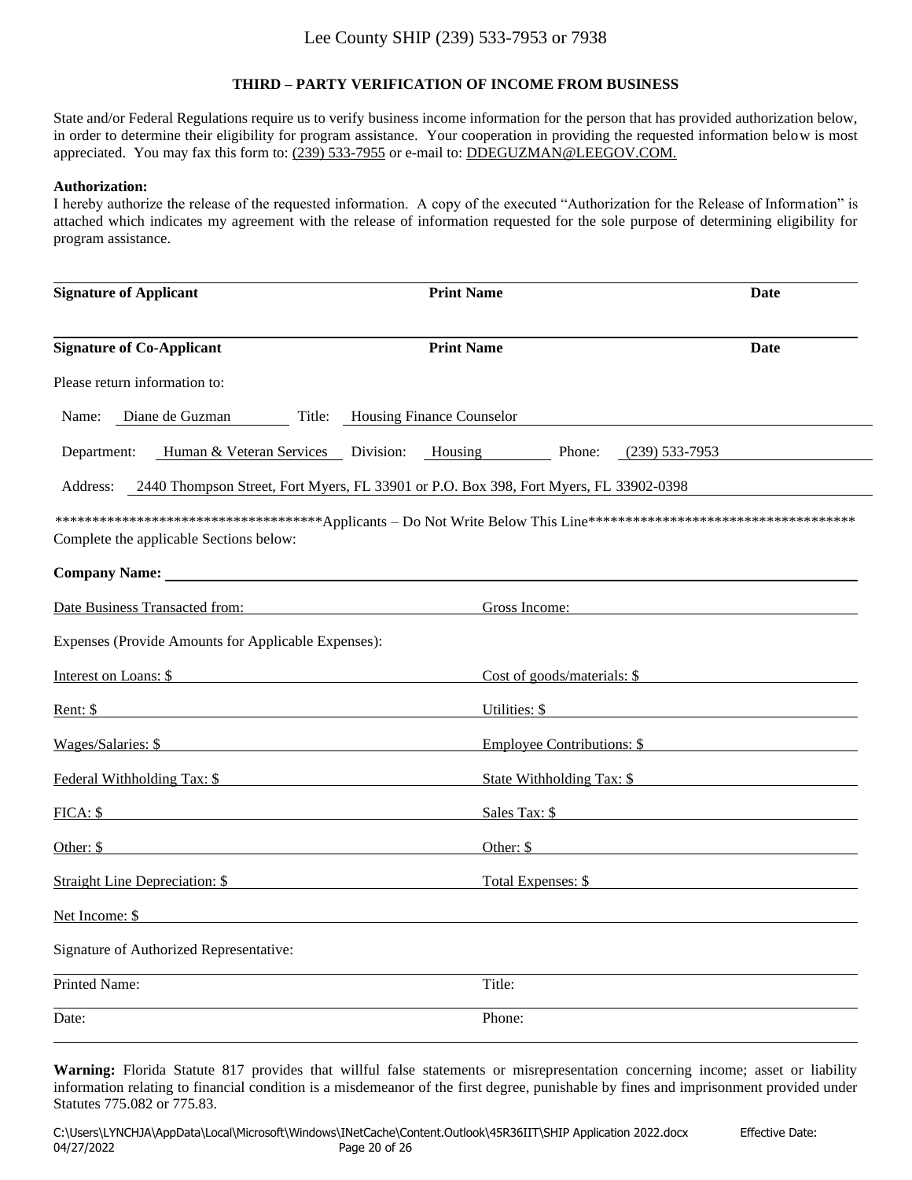Lee County SHIP (239) 533-7953 or 7938

## THIRD – PARTY VERIFICATION OF INCOME FROM BUSINESS

State and/or Federal Regulations require us to verify business income information for the person that has provided authorization below, in order to determine their eligibility for program assistance. Your cooperation in providing the requested information below is most appreciated. You may fax this form to: (239) 533-7955 or e-mail to: DDEGUZMAN@LEEGOV.COM.

**Authorization:**
I hereby authorize the release of the requested information. A copy of the executed "Authorization for the Release of Information" is attached which indicates my agreement with the release of information requested for the sole purpose of determining eligibility for program assistance.

| **Signature of Applicant** | **Print Name** | **Date** |
|---|---|---|
| **Signature of Co-Applicant** | **Print Name** | **Date** |

Please return information to:

Name: Diane de Guzman Title: Housing Finance Counselor

Department: Human & Veteran Services Division: Housing Phone: (239) 533-7953

Address: 2440 Thompson Street, Fort Myers, FL 33901 or P.O. Box 398, Fort Myers, FL 33902-0398

************************************Applicants – Do Not Write Below This Line************************************

Complete the applicable Sections below:

**Company Name:** ______________________________

Date Business Transacted from: ______________ Gross Income: ______________

Expenses (Provide Amounts for Applicable Expenses):

Interest on Loans: $ ______________ Cost of goods/materials: $ ______________

Rent: $ ______________ Utilities: $ ______________

Wages/Salaries: $ ______________ Employee Contributions: $ ______________

Federal Withholding Tax: $ ______________ State Withholding Tax: $ ______________

FICA: $ ______________ Sales Tax: $ ______________

Other: $ ______________ Other: $ ______________

Straight Line Depreciation: $ ______________ Total Expenses: $ ______________

Net Income: $ ______________

Signature of Authorized Representative:

Printed Name: ______________ Title: ______________

Date: ______________ Phone: ______________

**Warning:** Florida Statute 817 provides that willful false statements or misrepresentation concerning income; asset or liability information relating to financial condition is a misdemeanor of the first degree, punishable by fines and imprisonment provided under Statutes 775.082 or 775.83.

C:\Users\LYNCHJA\AppData\Local\Microsoft\Windows\INetCache\Content.Outlook\45R36IIT\SHIP Application 2022.docx Effective Date: 04/27/2022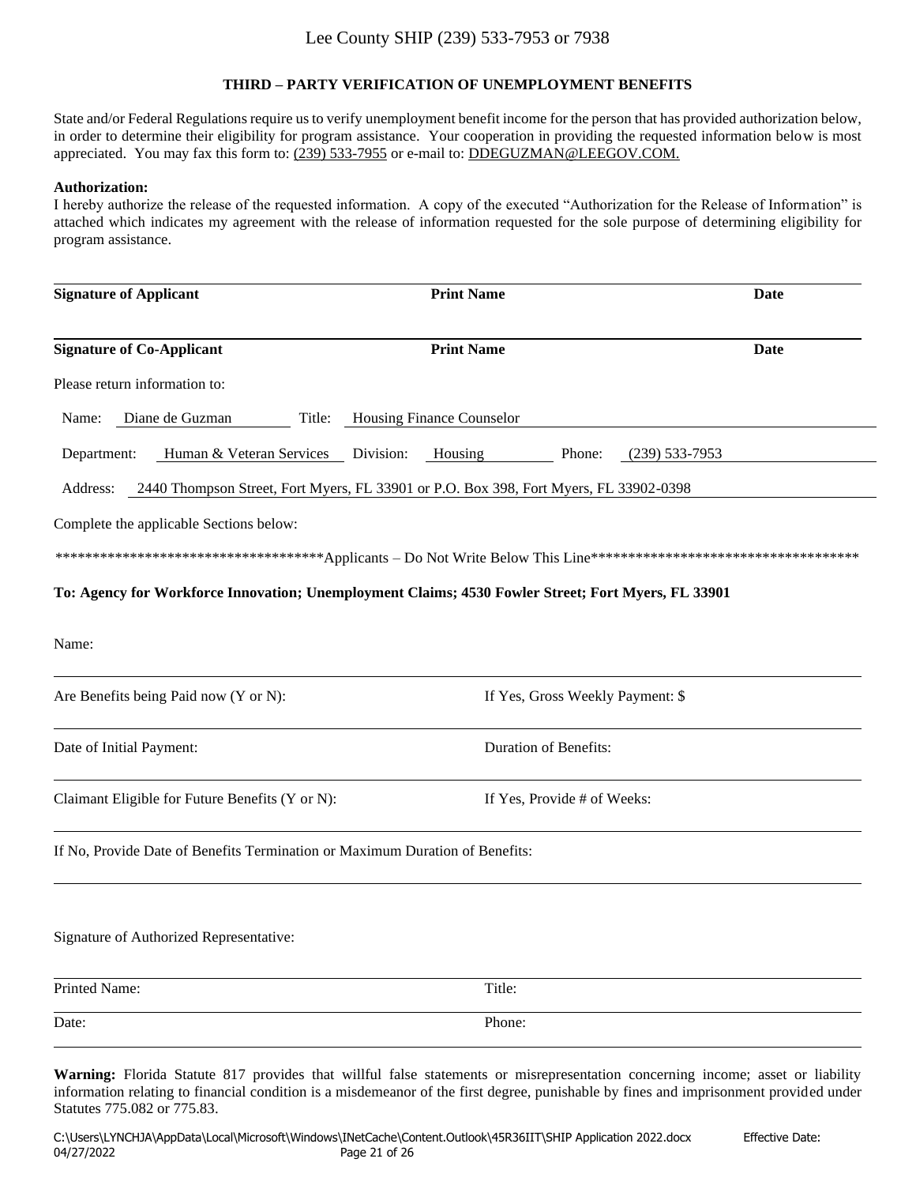Lee County SHIP (239) 533-7953 or 7938

## THIRD – PARTY VERIFICATION OF UNEMPLOYMENT BENEFITS

State and/or Federal Regulations require us to verify unemployment benefit income for the person that has provided authorization below, in order to determine their eligibility for program assistance. Your cooperation in providing the requested information below is most appreciated. You may fax this form to: (239) 533-7955 or e-mail to: DDEGUZMAN@LEEGOV.COM.

**Authorization:**
I hereby authorize the release of the requested information. A copy of the executed "Authorization for the Release of Information" is attached which indicates my agreement with the release of information requested for the sole purpose of determining eligibility for program assistance.

| **Signature of Applicant** | **Print Name** | **Date** |
|---|---|---|
| **Signature of Co-Applicant** | **Print Name** | **Date** |

Please return information to:

Name: Diane de Guzman Title: Housing Finance Counselor

Department: Human & Veteran Services Division: Housing Phone: (239) 533-7953

Address: 2440 Thompson Street, Fort Myers, FL 33901 or P.O. Box 398, Fort Myers, FL 33902-0398

Complete the applicable Sections below:

*************************************Applicants – Do Not Write Below This Line*************************************

**To: Agency for Workforce Innovation; Unemployment Claims; 4530 Fowler Street; Fort Myers, FL 33901**

Name:

Are Benefits being Paid now (Y or N): If Yes, Gross Weekly Payment: $

Date of Initial Payment: Duration of Benefits:

Claimant Eligible for Future Benefits (Y or N): If Yes, Provide # of Weeks:

If No, Provide Date of Benefits Termination or Maximum Duration of Benefits:

Signature of Authorized Representative:

Printed Name: Title:

Date: Phone:

**Warning:** Florida Statute 817 provides that willful false statements or misrepresentation concerning income; asset or liability information relating to financial condition is a misdemeanor of the first degree, punishable by fines and imprisonment provided under Statutes 775.082 or 775.83.

C:\Users\LYNCHJA\AppData\Local\Microsoft\Windows\INetCache\Content.Outlook\45R36IIT\SHIP Application 2022.docx Effective Date: 04/27/2022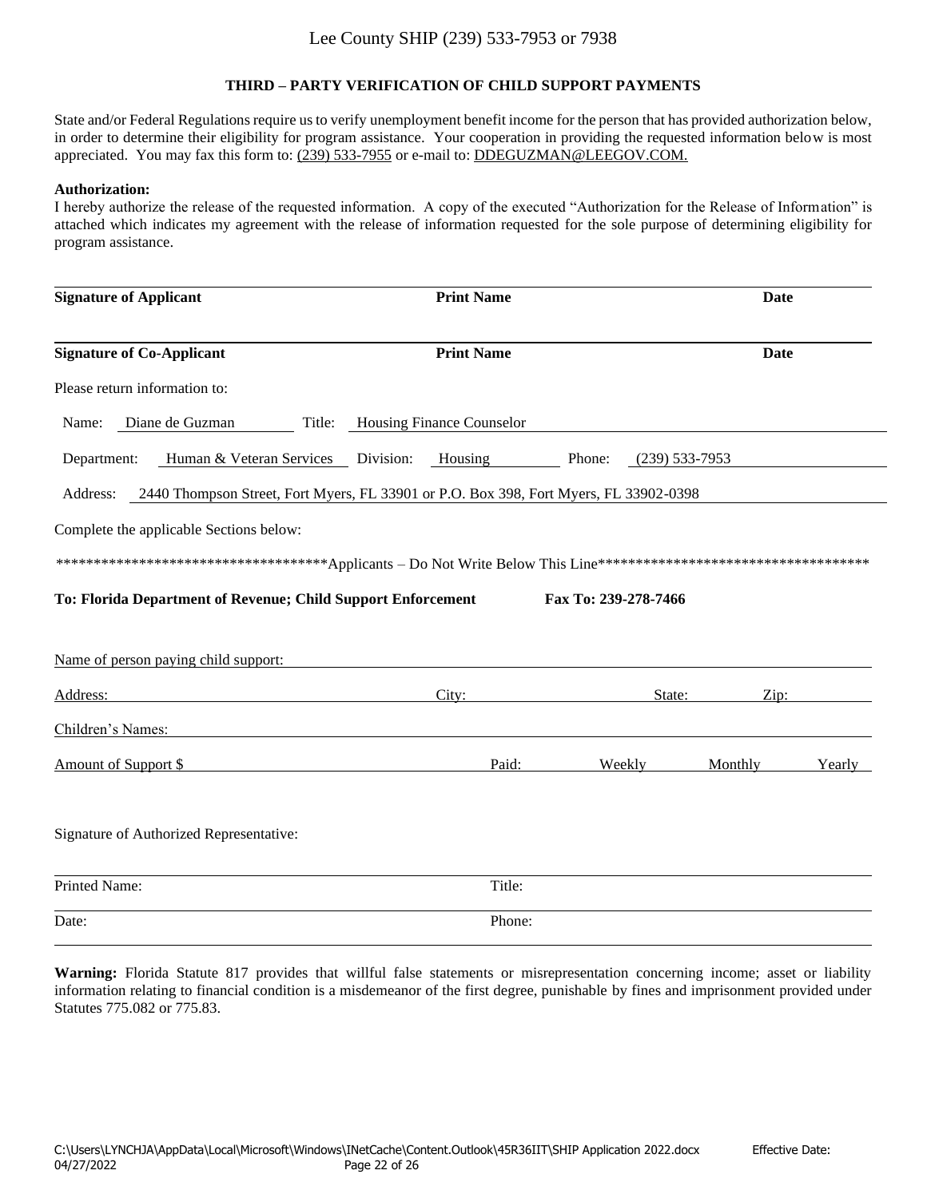Lee County SHIP (239) 533-7953 or 7938

## THIRD – PARTY VERIFICATION OF CHILD SUPPORT PAYMENTS

State and/or Federal Regulations require us to verify unemployment benefit income for the person that has provided authorization below, in order to determine their eligibility for program assistance. Your cooperation in providing the requested information below is most appreciated. You may fax this form to: (239) 533-7955 or e-mail to: DDEGUZMAN@LEEGOV.COM.

**Authorization:**
I hereby authorize the release of the requested information. A copy of the executed "Authorization for the Release of Information" is attached which indicates my agreement with the release of information requested for the sole purpose of determining eligibility for program assistance.

| **Signature of Applicant** | **Print Name** | **Date** |
|---|---|---|
| **Signature of Co-Applicant** | **Print Name** | **Date** |

Please return information to:

Name: Diane de Guzman Title: Housing Finance Counselor

Department: Human & Veteran Services Division: Housing Phone: (239) 533-7953

Address: 2440 Thompson Street, Fort Myers, FL 33901 or P.O. Box 398, Fort Myers, FL 33902-0398

Complete the applicable Sections below:

************************************Applicants – Do Not Write Below This Line*************************************

**To: Florida Department of Revenue; Child Support Enforcement** **Fax To: 239-278-7466**

Name of person paying child support: ______________________________

Address: ______________ City: ______________ State: ______ Zip: ______

Children's Names: ______________________________

Amount of Support $ ______________ Paid: Weekly Monthly Yearly

Signature of Authorized Representative: ______________________________

Printed Name: ______________ Title: ______________

Date: ______________ Phone: ______________

**Warning:** Florida Statute 817 provides that willful false statements or misrepresentation concerning income; asset or liability information relating to financial condition is a misdemeanor of the first degree, punishable by fines and imprisonment provided under Statutes 775.082 or 775.83.

C:\Users\LYNCHJA\AppData\Local\Microsoft\Windows\INetCache\Content.Outlook\45R36IIT\SHIP Application 2022.docx Effective Date: 04/27/2022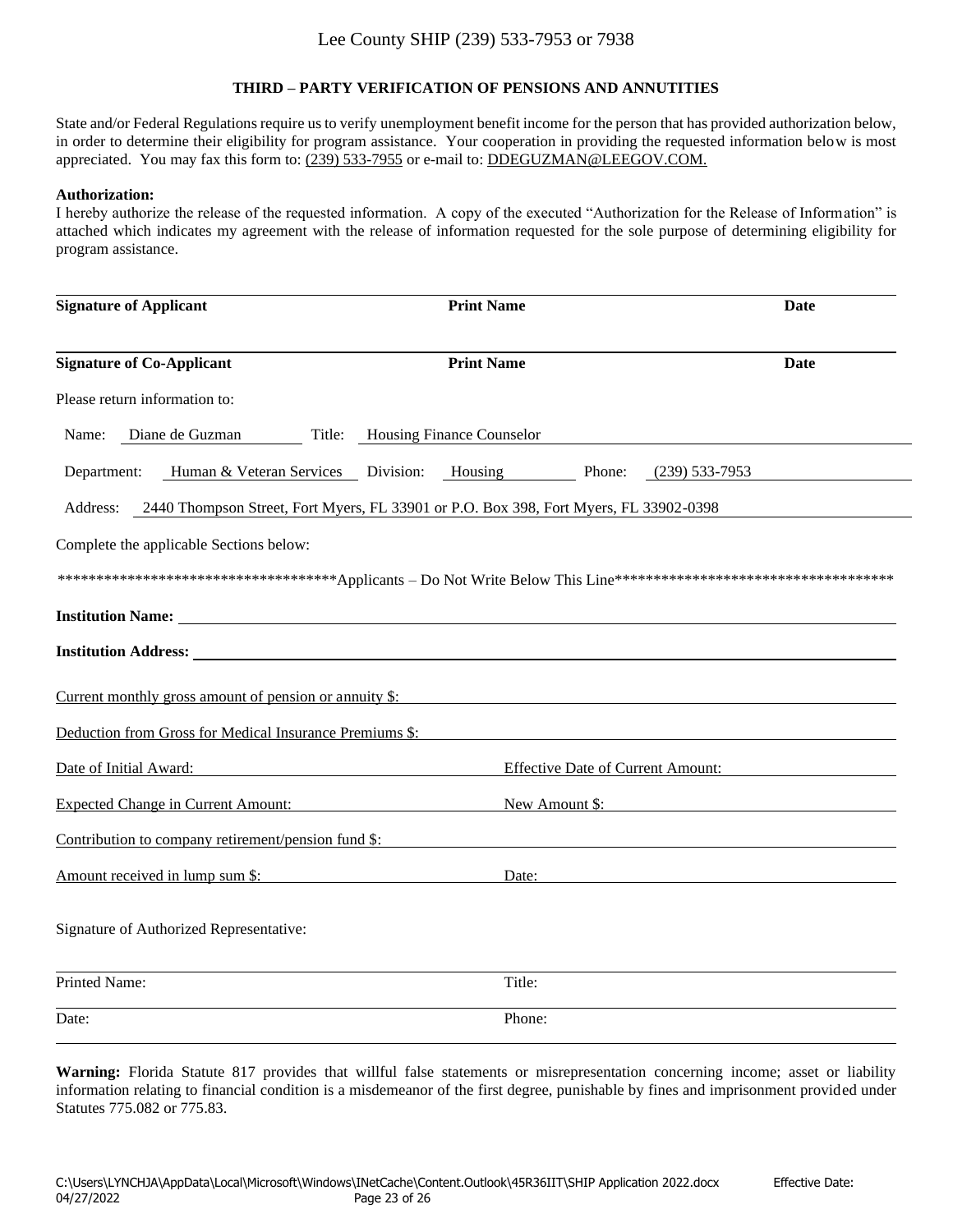Lee County SHIP (239) 533-7953 or 7938

## THIRD – PARTY VERIFICATION OF PENSIONS AND ANNUITIES

State and/or Federal Regulations require us to verify unemployment benefit income for the person that has provided authorization below, in order to determine their eligibility for program assistance. Your cooperation in providing the requested information below is most appreciated. You may fax this form to: (239) 533-7955 or e-mail to: DDEGUZMAN@LEEGOV.COM.

**Authorization:**
I hereby authorize the release of the requested information. A copy of the executed "Authorization for the Release of Information" is attached which indicates my agreement with the release of information requested for the sole purpose of determining eligibility for program assistance.

| **Signature of Applicant** | **Print Name** | **Date** |
|---|---|---|
| **Signature of Co-Applicant** | **Print Name** | **Date** |

Please return information to:

Name: Diane de Guzman Title: Housing Finance Counselor

Department: Human & Veteran Services Division: Housing Phone: (239) 533-7953

Address: 2440 Thompson Street, Fort Myers, FL 33901 or P.O. Box 398, Fort Myers, FL 33902-0398

Complete the applicable Sections below:

*************************************Applicants – Do Not Write Below This Line*************************************

**Institution Name:** ______________________________

**Institution Address:** ______________________________

Current monthly gross amount of pension or annuity $: ______________________________

Deduction from Gross for Medical Insurance Premiums $: ______________________________

Date of Initial Award: ______________ Effective Date of Current Amount: ______________

Expected Change in Current Amount: ______________ New Amount $: ______________

Contribution to company retirement/pension fund $: ______________________________

Amount received in lump sum $: ______________ Date: ______________

Signature of Authorized Representative:

______________________________

Printed Name: ______________ Title: ______________

Date: ______________ Phone: ______________

**Warning:** Florida Statute 817 provides that willful false statements or misrepresentation concerning income; asset or liability information relating to financial condition is a misdemeanor of the first degree, punishable by fines and imprisonment provided under Statutes 775.082 or 775.83.

C:\Users\LYNCHJA\AppData\Local\Microsoft\Windows\INetCache\Content.Outlook\45R36IIT\SHIP Application 2022.docx Effective Date: 04/27/2022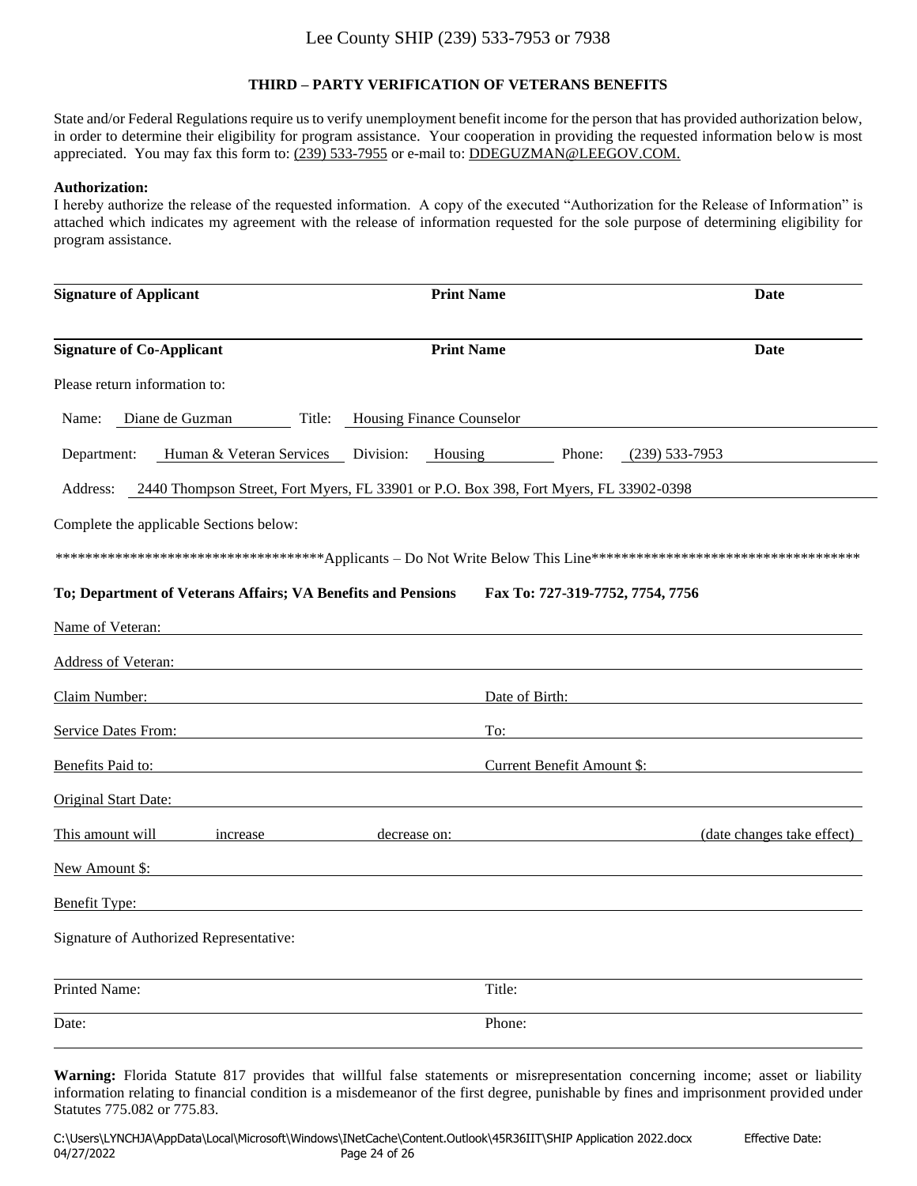Lee County SHIP (239) 533-7953 or 7938

## THIRD – PARTY VERIFICATION OF VETERANS BENEFITS

State and/or Federal Regulations require us to verify unemployment benefit income for the person that has provided authorization below, in order to determine their eligibility for program assistance. Your cooperation in providing the requested information below is most appreciated. You may fax this form to: (239) 533-7955 or e-mail to: DDEGUZMAN@LEEGOV.COM.

**Authorization:**
I hereby authorize the release of the requested information. A copy of the executed "Authorization for the Release of Information" is attached which indicates my agreement with the release of information requested for the sole purpose of determining eligibility for program assistance.

| **Signature of Applicant** | **Print Name** | **Date** |
|---|---|---|
| **Signature of Co-Applicant** | **Print Name** | **Date** |

Please return information to:

Name: Diane de Guzman Title: Housing Finance Counselor

Department: Human & Veteran Services Division: Housing Phone: (239) 533-7953

Address: 2440 Thompson Street, Fort Myers, FL 33901 or P.O. Box 398, Fort Myers, FL 33902-0398

Complete the applicable Sections below:

*************************************Applicants – Do Not Write Below This Line**************************************

**To; Department of Veterans Affairs; VA Benefits and Pensions Fax To: 727-319-7752, 7754, 7756**

Name of Veteran: ______________________________

Address of Veteran: ______________________________

Claim Number: ______________ Date of Birth: ______________

Service Dates From: ______________ To: ______________

Benefits Paid to: ______________ Current Benefit Amount $: ______________

Original Start Date: ______________________________

This amount will increase decrease on: ______________ (date changes take effect)

New Amount $: ______________________________

Benefit Type: ______________________________

Signature of Authorized Representative:

Printed Name: ______________ Title: ______________

Date: ______________ Phone: ______________

**Warning:** Florida Statute 817 provides that willful false statements or misrepresentation concerning income; asset or liability information relating to financial condition is a misdemeanor of the first degree, punishable by fines and imprisonment provided under Statutes 775.082 or 775.83.

C:\Users\LYNCHJA\AppData\Local\Microsoft\Windows\INetCache\Content.Outlook\45R36IIT\SHIP Application 2022.docx Effective Date: 04/27/2022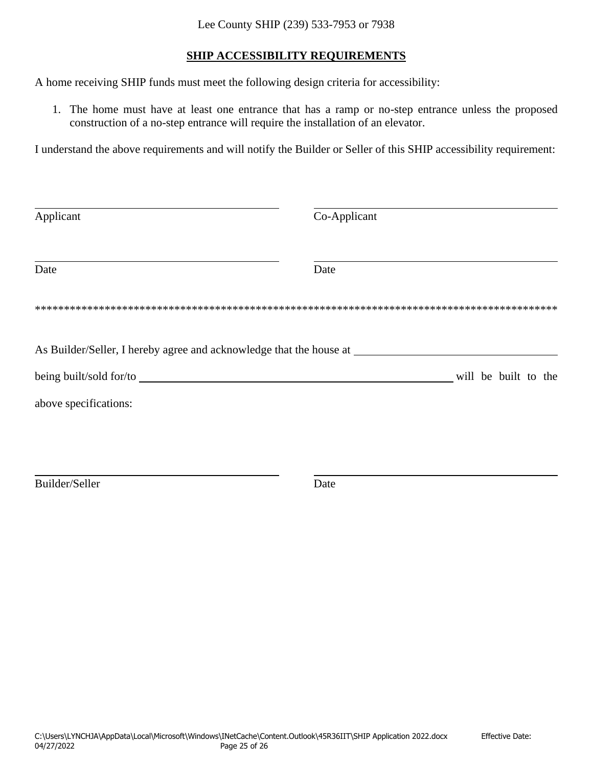Lee County SHIP (239) 533-7953 or 7938

## SHIP ACCESSIBILITY REQUIREMENTS

A home receiving SHIP funds must meet the following design criteria for accessibility:

1. The home must have at least one entrance that has a ramp or no-step entrance unless the proposed construction of a no-step entrance will require the installation of an elevator.

I understand the above requirements and will notify the Builder or Seller of this SHIP accessibility requirement:

| ______________________________ | ______________________________ |
|---|---|
| Applicant | Co-Applicant |
| ______________________________ | ______________________________ |
| Date | Date |

*******************************************************************************************

As Builder/Seller, I hereby agree and acknowledge that the house at ______________________________

being built/sold for/to ________________________________________ will be built to the

above specifications:

| ______________________________ | ______________________________ |
|---|---|
| Builder/Seller | Date |

C:\Users\LYNCHJA\AppData\Local\Microsoft\Windows\INetCache\Content.Outlook\45R36IIT\SHIP Application 2022.docx Effective Date: 04/27/2022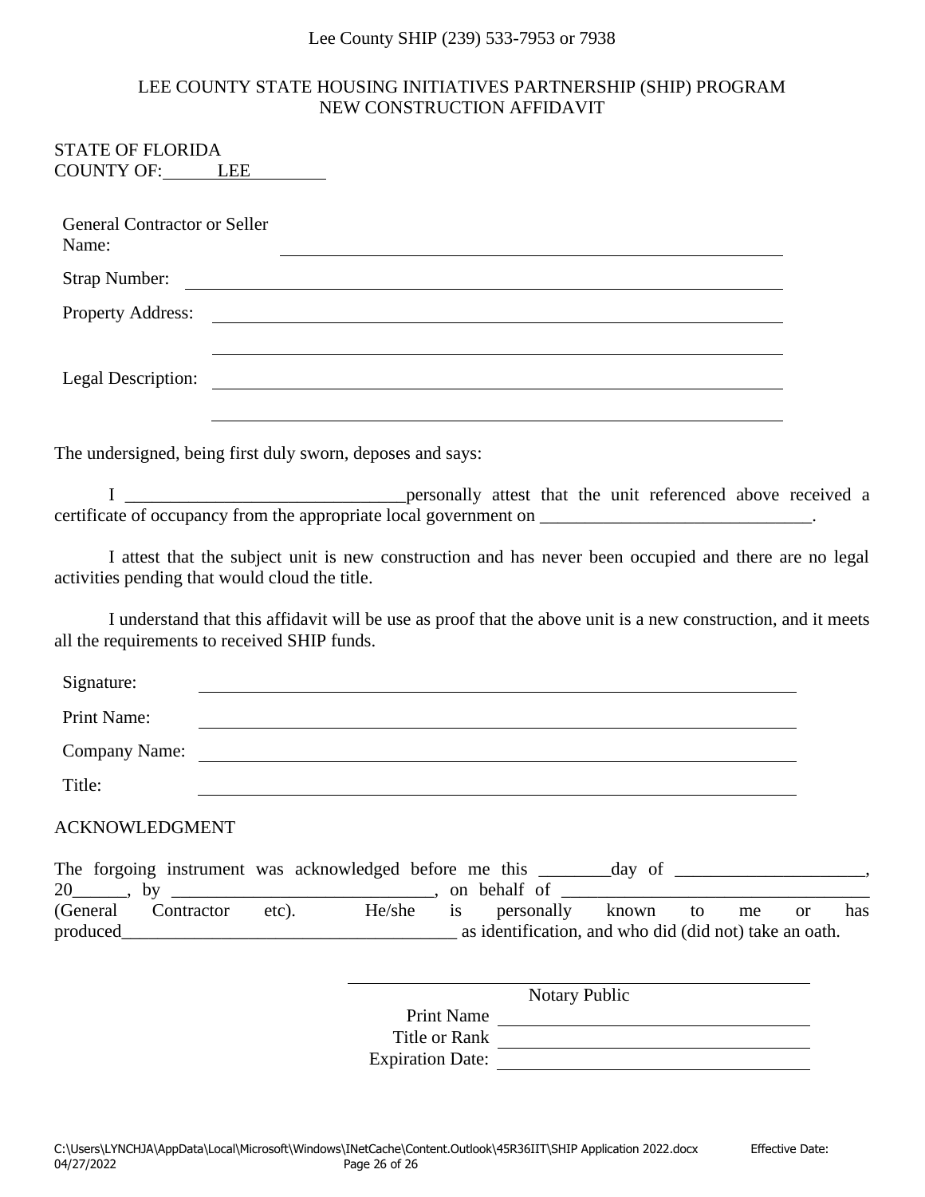Lee County SHIP (239) 533-7953 or 7938

LEE COUNTY STATE HOUSING INITIATIVES PARTNERSHIP (SHIP) PROGRAM
NEW CONSTRUCTION AFFIDAVIT

STATE OF FLORIDA
COUNTY OF: LEE

General Contractor or Seller Name: ______________________________

Strap Number: ______________________________

Property Address: ______________________________

______________________________

Legal Description: ______________________________

______________________________

The undersigned, being first duly sworn, deposes and says:

I _______________________________personally attest that the unit referenced above received a certificate of occupancy from the appropriate local government on _______________________________.

I attest that the subject unit is new construction and has never been occupied and there are no legal activities pending that would cloud the title.

I understand that this affidavit will be use as proof that the above unit is a new construction, and it meets all the requirements to received SHIP funds.

Signature: ______________________________

Print Name: ______________________________

Company Name: ______________________________

Title: ______________________________

ACKNOWLEDGMENT

The forgoing instrument was acknowledged before me this ________day of _____________________, 20______, by ______________________________, on behalf of ___________________________________ (General Contractor etc). He/she is personally known to me or has produced_____________________________________ as identification, and who did (did not) take an oath.

______________________________
Notary Public

Print Name ______________________________

Title or Rank ______________________________

Expiration Date: ______________________________

C:\Users\LYNCHJA\AppData\Local\Microsoft\Windows\INetCache\Content.Outlook\45R36IIT\SHIP Application 2022.docx Effective Date: 04/27/2022